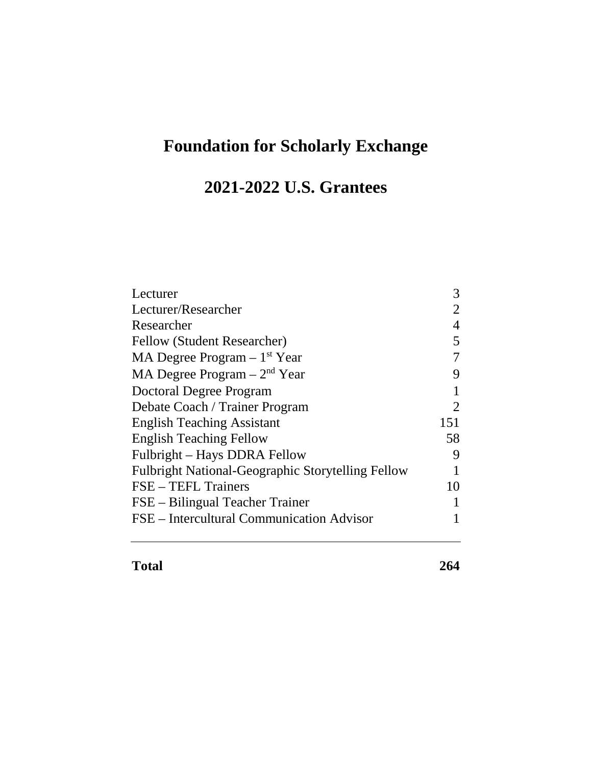# Foundation for Scholarly Exchange

## 2021-2022 U.S. Grantees

| | |
|---|---|
| Lecturer | 3 |
| Lecturer/Researcher | 2 |
| Researcher | 4 |
| Fellow (Student Researcher) | 5 |
| MA Degree Program – 1st Year | 7 |
| MA Degree Program – 2nd Year | 9 |
| Doctoral Degree Program | 1 |
| Debate Coach / Trainer Program | 2 |
| English Teaching Assistant | 151 |
| English Teaching Fellow | 58 |
| Fulbright – Hays DDRA Fellow | 9 |
| Fulbright National-Geographic Storytelling Fellow | 1 |
| FSE – TEFL Trainers | 10 |
| FSE – Bilingual Teacher Trainer | 1 |
| FSE – Intercultural Communication Advisor | 1 |
| **Total** | **264** |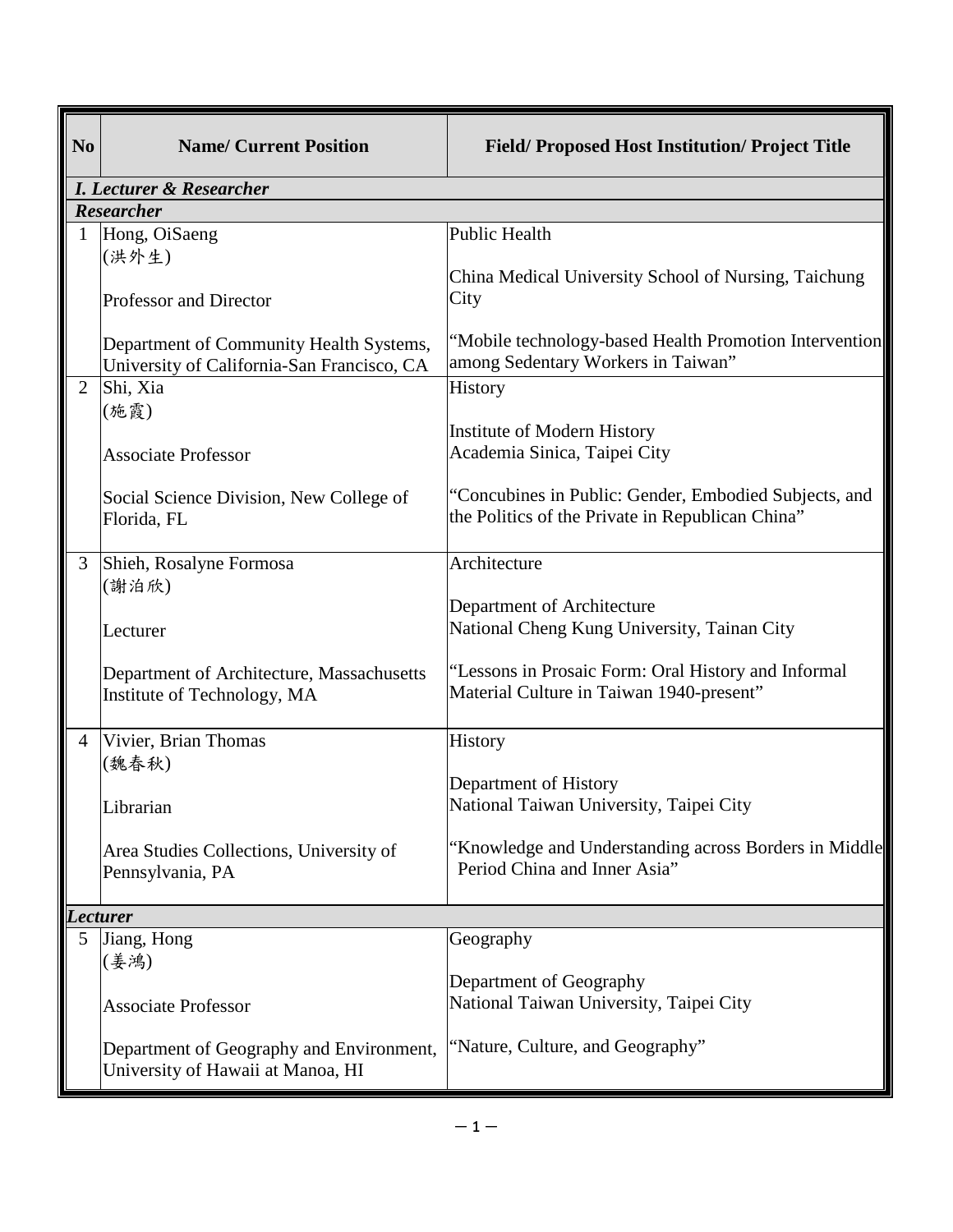| No | Name/ Current Position | Field/ Proposed Host Institution/ Project Title |
|---|---|---|
| ***I. Lecturer & Researcher*** | | |
| ***Researcher*** | | |
| 1 | Hong, OiSaeng (洪外生)<br><br>Professor and Director<br><br>Department of Community Health Systems, University of California-San Francisco, CA | Public Health<br><br>China Medical University School of Nursing, Taichung City<br><br>"Mobile technology-based Health Promotion Intervention among Sedentary Workers in Taiwan" |
| 2 | Shi, Xia (施霞)<br><br>Associate Professor<br><br>Social Science Division, New College of Florida, FL | History<br><br>Institute of Modern History Academia Sinica, Taipei City<br><br>"Concubines in Public: Gender, Embodied Subjects, and the Politics of the Private in Republican China" |
| 3 | Shieh, Rosalyne Formosa (謝泊欣)<br><br>Lecturer<br><br>Department of Architecture, Massachusetts Institute of Technology, MA | Architecture<br><br>Department of Architecture National Cheng Kung University, Tainan City<br><br>"Lessons in Prosaic Form: Oral History and Informal Material Culture in Taiwan 1940-present" |
| 4 | Vivier, Brian Thomas (魏春秋)<br><br>Librarian<br><br>Area Studies Collections, University of Pennsylvania, PA | History<br><br>Department of History National Taiwan University, Taipei City<br><br>"Knowledge and Understanding across Borders in Middle Period China and Inner Asia" |
| ***Lecturer*** | | |
| 5 | Jiang, Hong (姜鴻)<br><br>Associate Professor<br><br>Department of Geography and Environment, University of Hawaii at Manoa, HI | Geography<br><br>Department of Geography National Taiwan University, Taipei City<br><br>"Nature, Culture, and Geography" |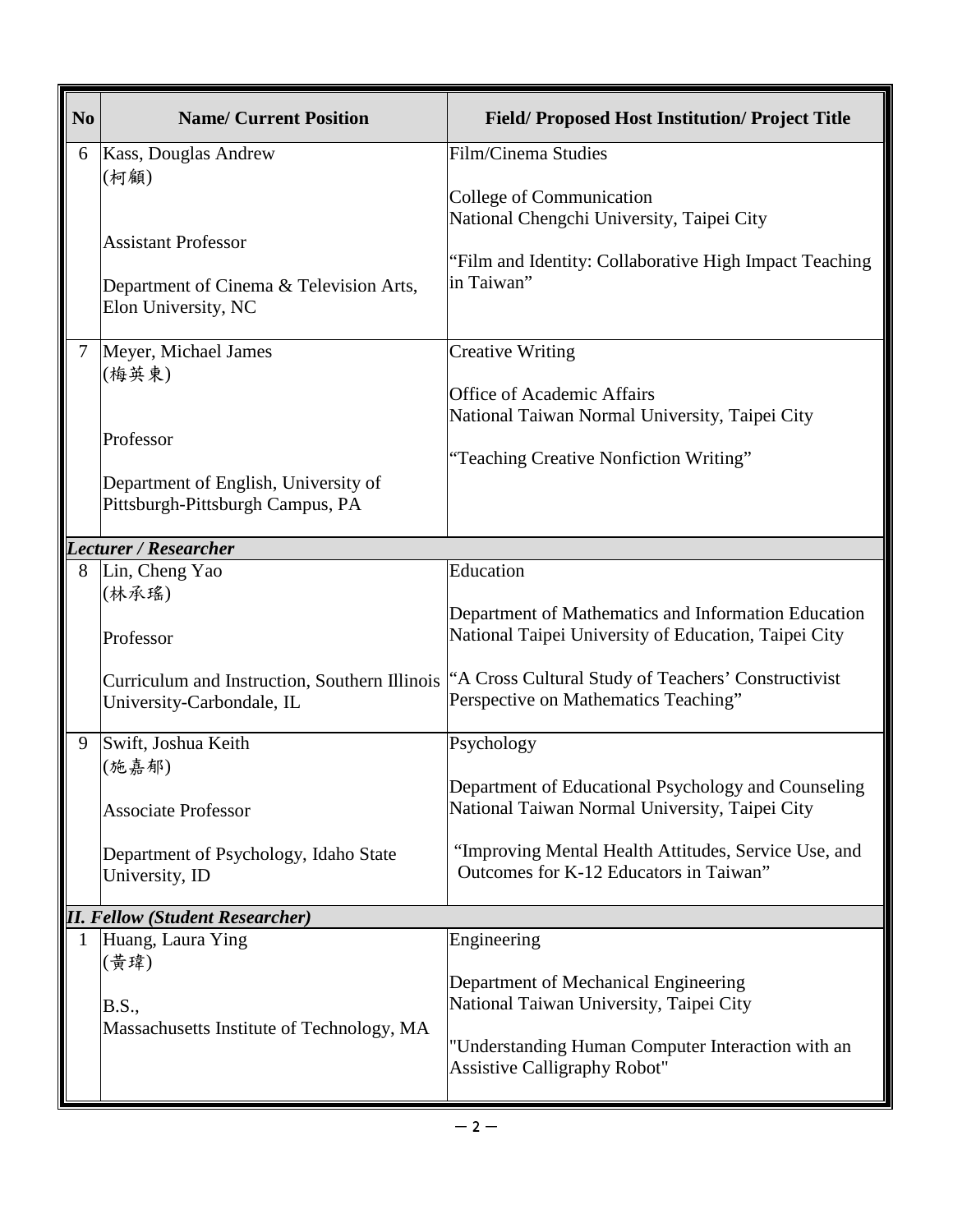| No | Name/ Current Position | Field/ Proposed Host Institution/ Project Title |
|---|---|---|
| 6 | Kass, Douglas Andrew<br>(柯顧)<br><br>Assistant Professor<br><br>Department of Cinema & Television Arts, Elon University, NC | Film/Cinema Studies<br><br>College of Communication<br>National Chengchi University, Taipei City<br><br>"Film and Identity: Collaborative High Impact Teaching in Taiwan" |
| 7 | Meyer, Michael James<br>(梅英東)<br><br>Professor<br><br>Department of English, University of Pittsburgh-Pittsburgh Campus, PA | Creative Writing<br><br>Office of Academic Affairs<br>National Taiwan Normal University, Taipei City<br><br>"Teaching Creative Nonfiction Writing" |
| ***Lecturer / Researcher*** | | |
| 8 | Lin, Cheng Yao<br>(林承瑤)<br><br>Professor<br><br>Curriculum and Instruction, Southern Illinois University-Carbondale, IL | Education<br><br>Department of Mathematics and Information Education<br>National Taipei University of Education, Taipei City<br><br>"A Cross Cultural Study of Teachers' Constructivist Perspective on Mathematics Teaching" |
| 9 | Swift, Joshua Keith<br>(施嘉郁)<br><br>Associate Professor<br><br>Department of Psychology, Idaho State University, ID | Psychology<br><br>Department of Educational Psychology and Counseling<br>National Taiwan Normal University, Taipei City<br><br>"Improving Mental Health Attitudes, Service Use, and Outcomes for K-12 Educators in Taiwan" |
| ***II. Fellow (Student Researcher)*** | | |
| 1 | Huang, Laura Ying<br>(黃瑋)<br><br>B.S.,<br>Massachusetts Institute of Technology, MA | Engineering<br><br>Department of Mechanical Engineering<br>National Taiwan University, Taipei City<br><br>"Understanding Human Computer Interaction with an Assistive Calligraphy Robot" |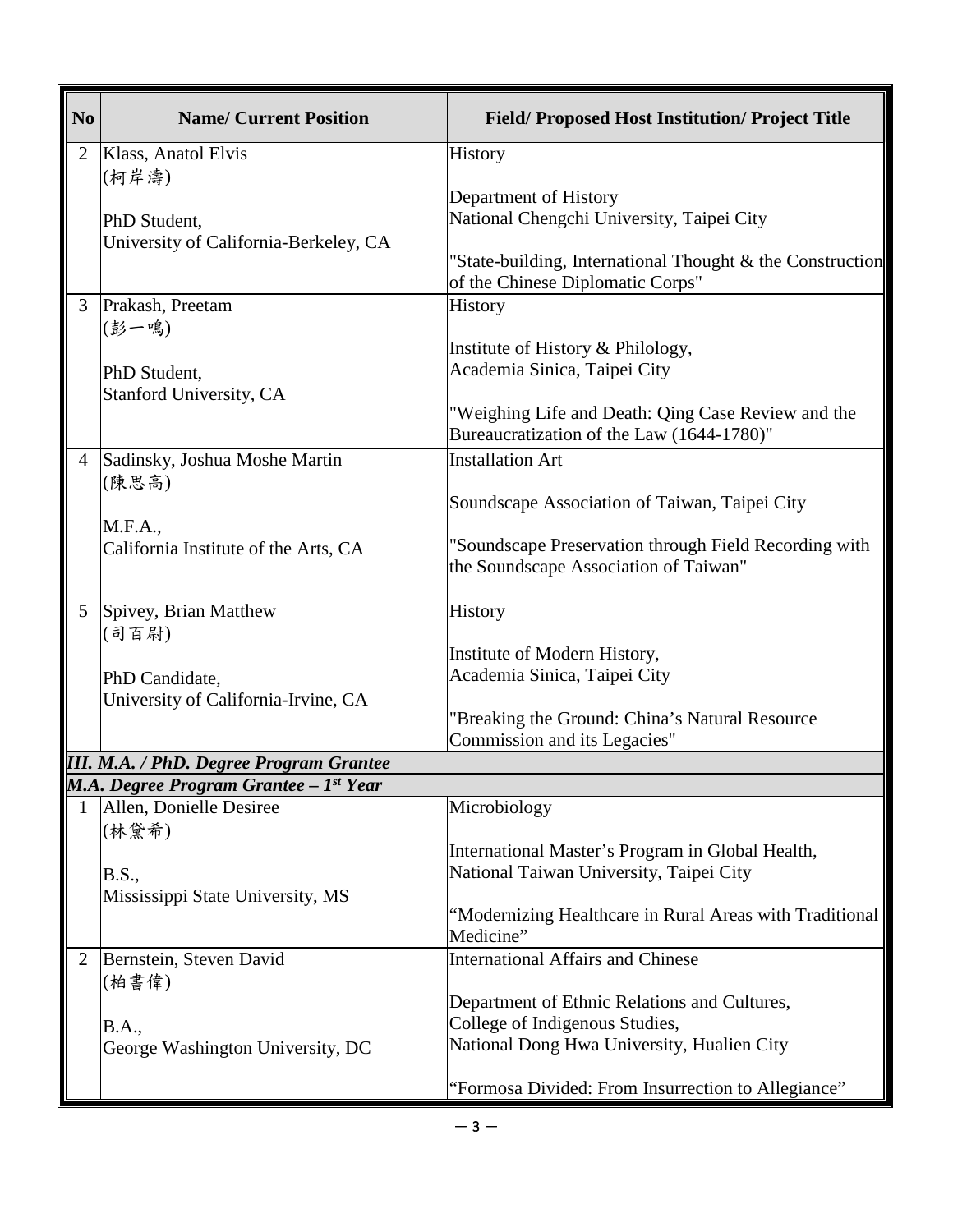| No | Name/ Current Position | Field/ Proposed Host Institution/ Project Title |
|---|---|---|
| 2 | Klass, Anatol Elvis<br>(柯岸濤)<br><br>PhD Student,<br>University of California-Berkeley, CA | History<br><br>Department of History<br>National Chengchi University, Taipei City<br><br>"State-building, International Thought & the Construction of the Chinese Diplomatic Corps" |
| 3 | Prakash, Preetam<br>(彭一鳴)<br><br>PhD Student,<br>Stanford University, CA | History<br><br>Institute of History & Philology,<br>Academia Sinica, Taipei City<br><br>"Weighing Life and Death: Qing Case Review and the Bureaucratization of the Law (1644-1780)" |
| 4 | Sadinsky, Joshua Moshe Martin<br>(陳思高)<br><br>M.F.A.,<br>California Institute of the Arts, CA | Installation Art<br><br>Soundscape Association of Taiwan, Taipei City<br><br>"Soundscape Preservation through Field Recording with the Soundscape Association of Taiwan" |
| 5 | Spivey, Brian Matthew<br>(司百尉)<br><br>PhD Candidate,<br>University of California-Irvine, CA | History<br><br>Institute of Modern History,<br>Academia Sinica, Taipei City<br><br>"Breaking the Ground: China's Natural Resource Commission and its Legacies" |
| ***III. M.A. / PhD. Degree Program Grantee*** | | |
| ***M.A. Degree Program Grantee – 1st Year*** | | |
| 1 | Allen, Donielle Desiree<br>(林黛希)<br><br>B.S.,<br>Mississippi State University, MS | Microbiology<br><br>International Master's Program in Global Health,<br>National Taiwan University, Taipei City<br><br>"Modernizing Healthcare in Rural Areas with Traditional Medicine" |
| 2 | Bernstein, Steven David<br>(柏書偉)<br><br>B.A.,<br>George Washington University, DC | International Affairs and Chinese<br><br>Department of Ethnic Relations and Cultures,<br>College of Indigenous Studies,<br>National Dong Hwa University, Hualien City<br><br>"Formosa Divided: From Insurrection to Allegiance" |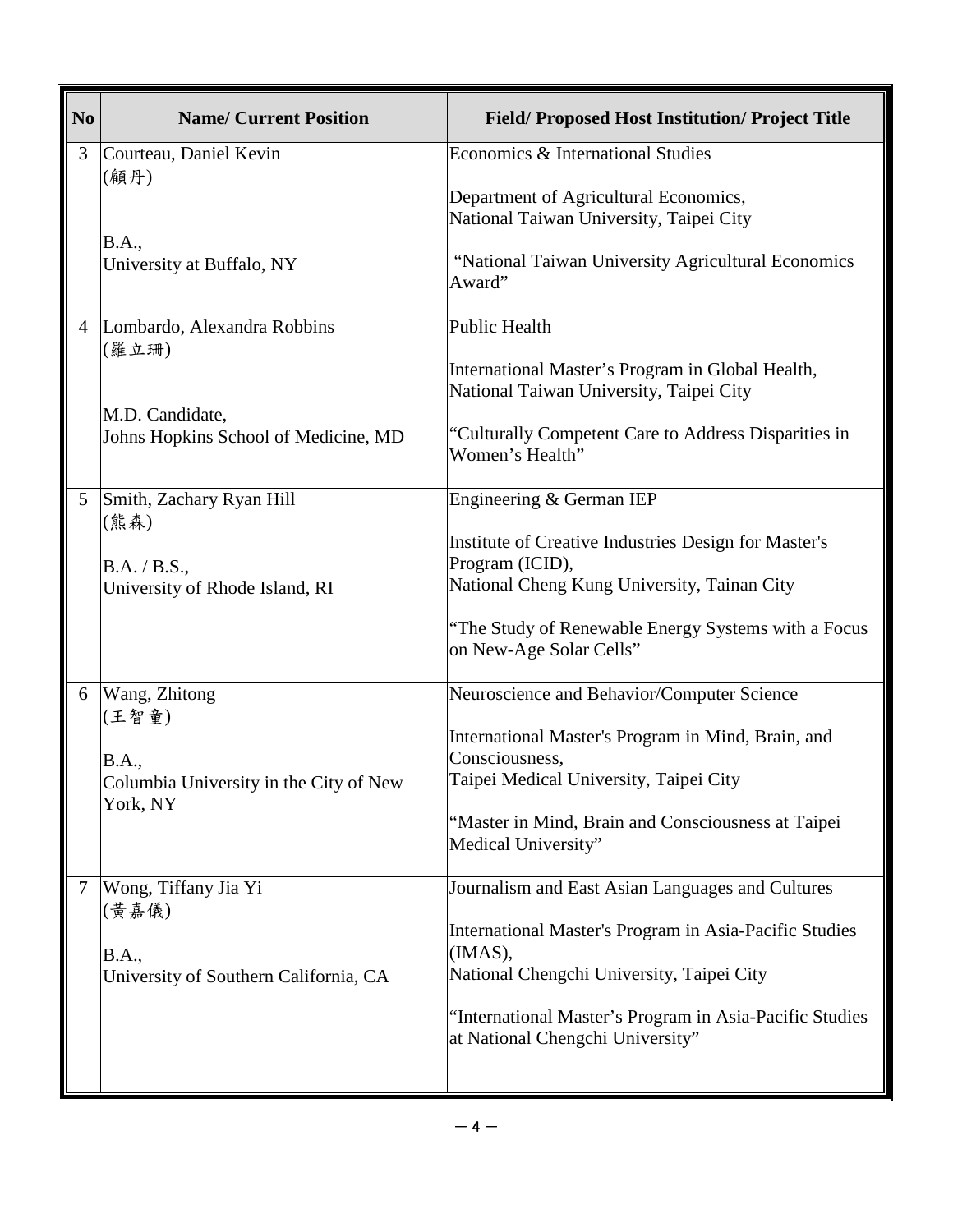| No | Name/ Current Position | Field/ Proposed Host Institution/ Project Title |
|---|---|---|
| 3 | Courteau, Daniel Kevin<br>(顧丹)<br><br>B.A.,<br>University at Buffalo, NY | Economics & International Studies<br><br>Department of Agricultural Economics,<br>National Taiwan University, Taipei City<br><br>"National Taiwan University Agricultural Economics Award" |
| 4 | Lombardo, Alexandra Robbins<br>(羅立珊)<br><br>M.D. Candidate,<br>Johns Hopkins School of Medicine, MD | Public Health<br><br>International Master's Program in Global Health,<br>National Taiwan University, Taipei City<br><br>"Culturally Competent Care to Address Disparities in Women's Health" |
| 5 | Smith, Zachary Ryan Hill<br>(熊森)<br><br>B.A. / B.S.,<br>University of Rhode Island, RI | Engineering & German IEP<br><br>Institute of Creative Industries Design for Master's Program (ICID),<br>National Cheng Kung University, Tainan City<br><br>"The Study of Renewable Energy Systems with a Focus on New-Age Solar Cells" |
| 6 | Wang, Zhitong<br>(王智童)<br><br>B.A.,<br>Columbia University in the City of New York, NY | Neuroscience and Behavior/Computer Science<br><br>International Master's Program in Mind, Brain, and Consciousness,<br>Taipei Medical University, Taipei City<br><br>"Master in Mind, Brain and Consciousness at Taipei Medical University" |
| 7 | Wong, Tiffany Jia Yi<br>(黃嘉儀)<br><br>B.A.,<br>University of Southern California, CA | Journalism and East Asian Languages and Cultures<br><br>International Master's Program in Asia-Pacific Studies (IMAS),<br>National Chengchi University, Taipei City<br><br>"International Master's Program in Asia-Pacific Studies at National Chengchi University" |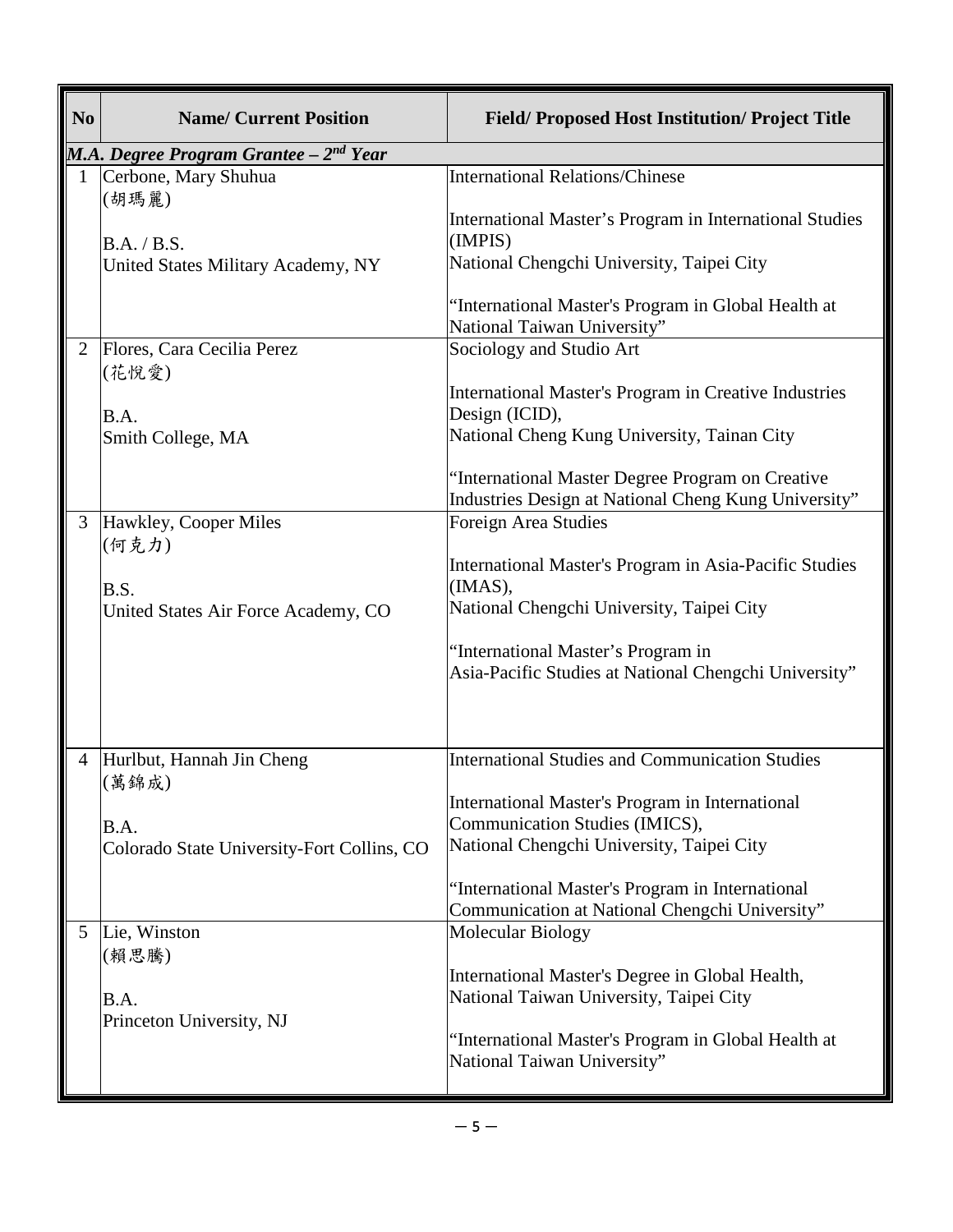| No | Name/ Current Position | Field/ Proposed Host Institution/ Project Title |
|---|---|---|
| ***M.A. Degree Program Grantee – 2nd Year*** | | |
| 1 | Cerbone, Mary Shuhua<br>(胡瑪麗)<br><br>B.A. / B.S.<br>United States Military Academy, NY | International Relations/Chinese<br><br>International Master's Program in International Studies (IMPIS)<br>National Chengchi University, Taipei City<br><br>"International Master's Program in Global Health at National Taiwan University" |
| 2 | Flores, Cara Cecilia Perez<br>(花悅愛)<br><br>B.A.<br>Smith College, MA | Sociology and Studio Art<br><br>International Master's Program in Creative Industries Design (ICID),<br>National Cheng Kung University, Tainan City<br><br>"International Master Degree Program on Creative Industries Design at National Cheng Kung University" |
| 3 | Hawkley, Cooper Miles<br>(何克力)<br><br>B.S.<br>United States Air Force Academy, CO | Foreign Area Studies<br><br>International Master's Program in Asia-Pacific Studies (IMAS),<br>National Chengchi University, Taipei City<br><br>"International Master's Program in Asia-Pacific Studies at National Chengchi University" |
| 4 | Hurlbut, Hannah Jin Cheng<br>(萬錦成)<br><br>B.A.<br>Colorado State University-Fort Collins, CO | International Studies and Communication Studies<br><br>International Master's Program in International Communication Studies (IMICS),<br>National Chengchi University, Taipei City<br><br>"International Master's Program in International Communication at National Chengchi University" |
| 5 | Lie, Winston<br>(賴思騰)<br><br>B.A.<br>Princeton University, NJ | Molecular Biology<br><br>International Master's Degree in Global Health,<br>National Taiwan University, Taipei City<br><br>"International Master's Program in Global Health at National Taiwan University" |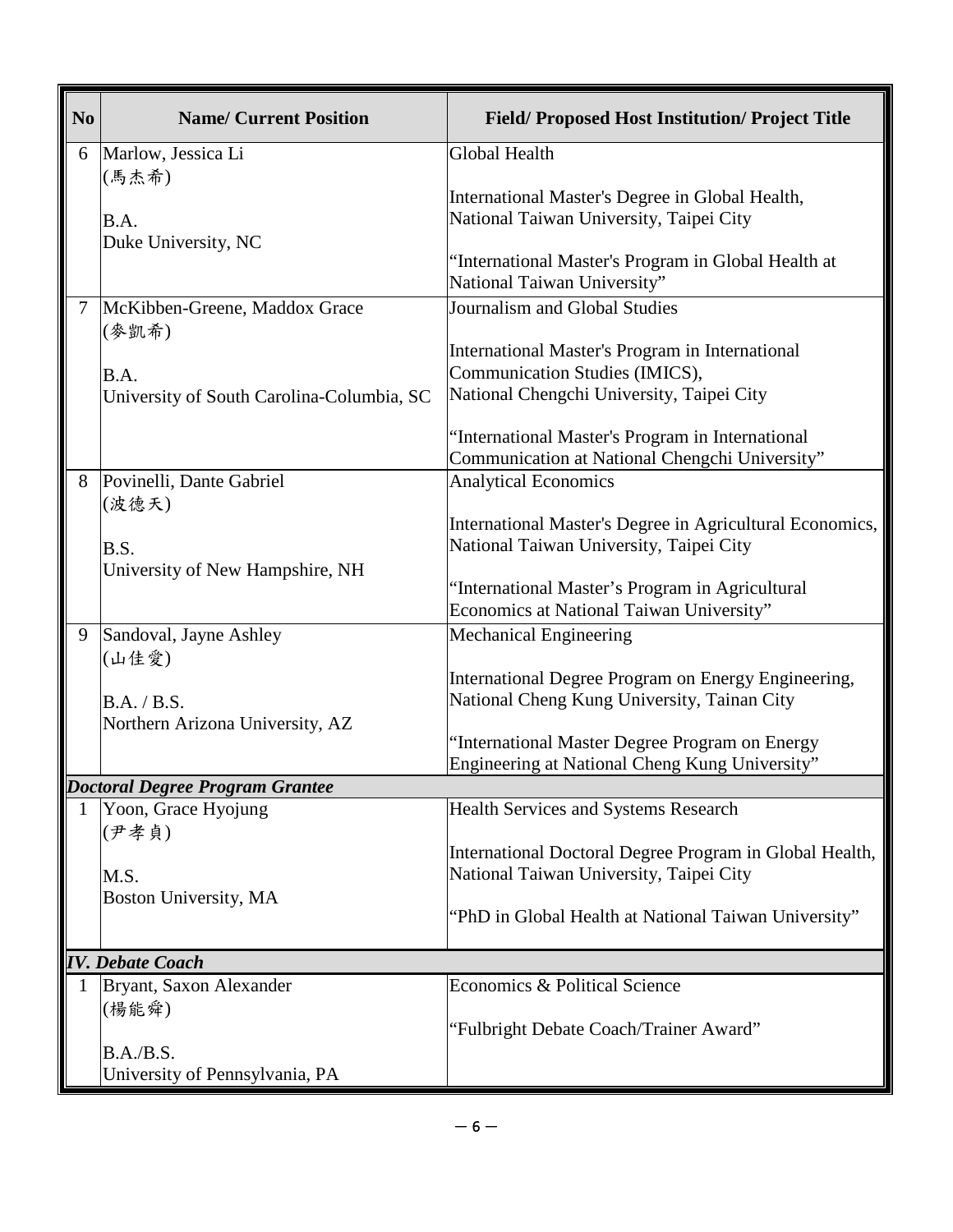| No | Name/ Current Position | Field/ Proposed Host Institution/ Project Title |
|---|---|---|
| 6 | Marlow, Jessica Li<br>(馬杰希)<br><br>B.A.<br>Duke University, NC | Global Health<br><br>International Master's Degree in Global Health,<br>National Taiwan University, Taipei City<br><br>"International Master's Program in Global Health at National Taiwan University" |
| 7 | McKibben-Greene, Maddox Grace<br>(麥凱希)<br><br>B.A.<br>University of South Carolina-Columbia, SC | Journalism and Global Studies<br><br>International Master's Program in International Communication Studies (IMICS),<br>National Chengchi University, Taipei City<br><br>"International Master's Program in International Communication at National Chengchi University" |
| 8 | Povinelli, Dante Gabriel<br>(波德天)<br><br>B.S.<br>University of New Hampshire, NH | Analytical Economics<br><br>International Master's Degree in Agricultural Economics,<br>National Taiwan University, Taipei City<br><br>"International Master's Program in Agricultural Economics at National Taiwan University" |
| 9 | Sandoval, Jayne Ashley<br>(山佳愛)<br><br>B.A. / B.S.<br>Northern Arizona University, AZ | Mechanical Engineering<br><br>International Degree Program on Energy Engineering,<br>National Cheng Kung University, Tainan City<br><br>"International Master Degree Program on Energy Engineering at National Cheng Kung University" |
| ***Doctoral Degree Program Grantee*** | | |
| 1 | Yoon, Grace Hyojung<br>(尹孝貞)<br><br>M.S.<br>Boston University, MA | Health Services and Systems Research<br><br>International Doctoral Degree Program in Global Health,<br>National Taiwan University, Taipei City<br><br>"PhD in Global Health at National Taiwan University" |
| ***IV. Debate Coach*** | | |
| 1 | Bryant, Saxon Alexander<br>(楊能舜)<br><br>B.A./B.S.<br>University of Pennsylvania, PA | Economics & Political Science<br><br>"Fulbright Debate Coach/Trainer Award" |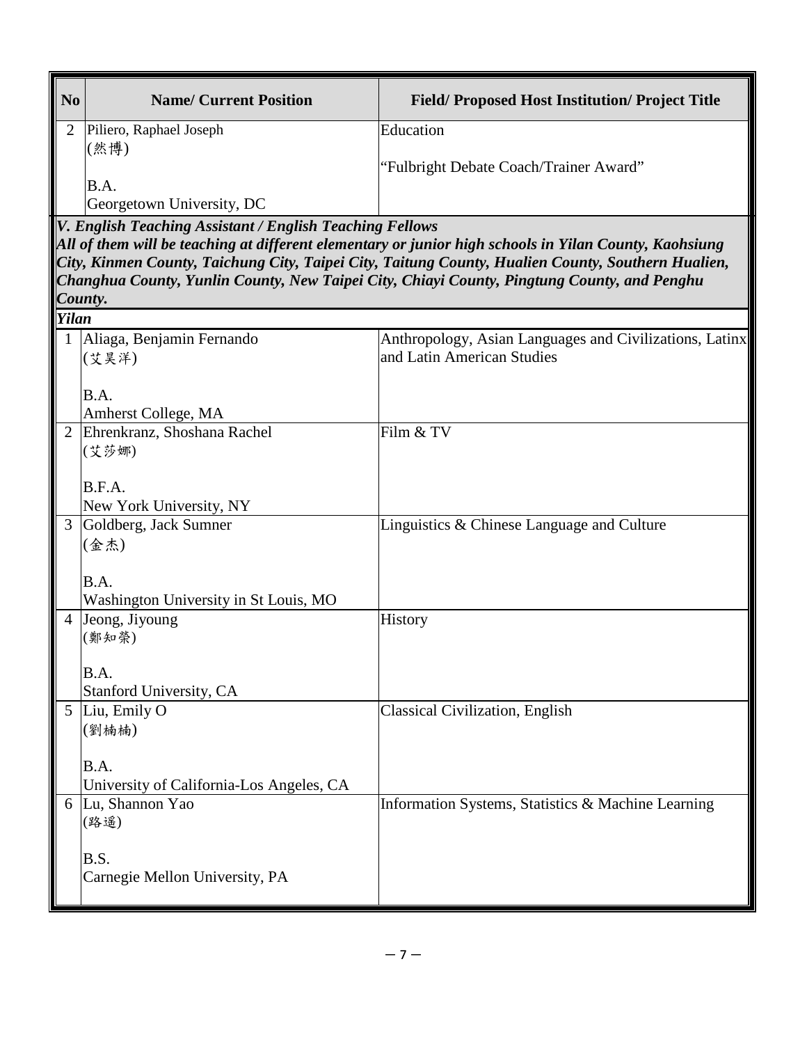| No | Name/ Current Position | Field/ Proposed Host Institution/ Project Title |
|---|---|---|
| 2 | Piliero, Raphael Joseph<br>(然博)<br><br>B.A.<br>Georgetown University, DC | Education<br><br>"Fulbright Debate Coach/Trainer Award" |
| ***V. English Teaching Assistant / English Teaching Fellows*** | | |
| ***All of them will be teaching at different elementary or junior high schools in Yilan County, Kaohsiung City, Kinmen County, Taichung City, Taipei City, Taitung County, Hualien County, Southern Hualien, Changhua County, Yunlin County, New Taipei City, Chiayi County, Pingtung County, and Penghu County.*** | | |
| ***Yilan*** | | |
| 1 | Aliaga, Benjamin Fernando<br>(艾昊洋)<br><br>B.A.<br>Amherst College, MA | Anthropology, Asian Languages and Civilizations, Latinx and Latin American Studies |
| 2 | Ehrenkranz, Shoshana Rachel<br>(艾莎娜)<br><br>B.F.A.<br>New York University, NY | Film & TV |
| 3 | Goldberg, Jack Sumner<br>(金杰)<br><br>B.A.<br>Washington University in St Louis, MO | Linguistics & Chinese Language and Culture |
| 4 | Jeong, Jiyoung<br>(鄭知縈)<br><br>B.A.<br>Stanford University, CA | History |
| 5 | Liu, Emily O<br>(劉楠楠)<br><br>B.A.<br>University of California-Los Angeles, CA | Classical Civilization, English |
| 6 | Lu, Shannon Yao<br>(路遥)<br><br>B.S.<br>Carnegie Mellon University, PA | Information Systems, Statistics & Machine Learning |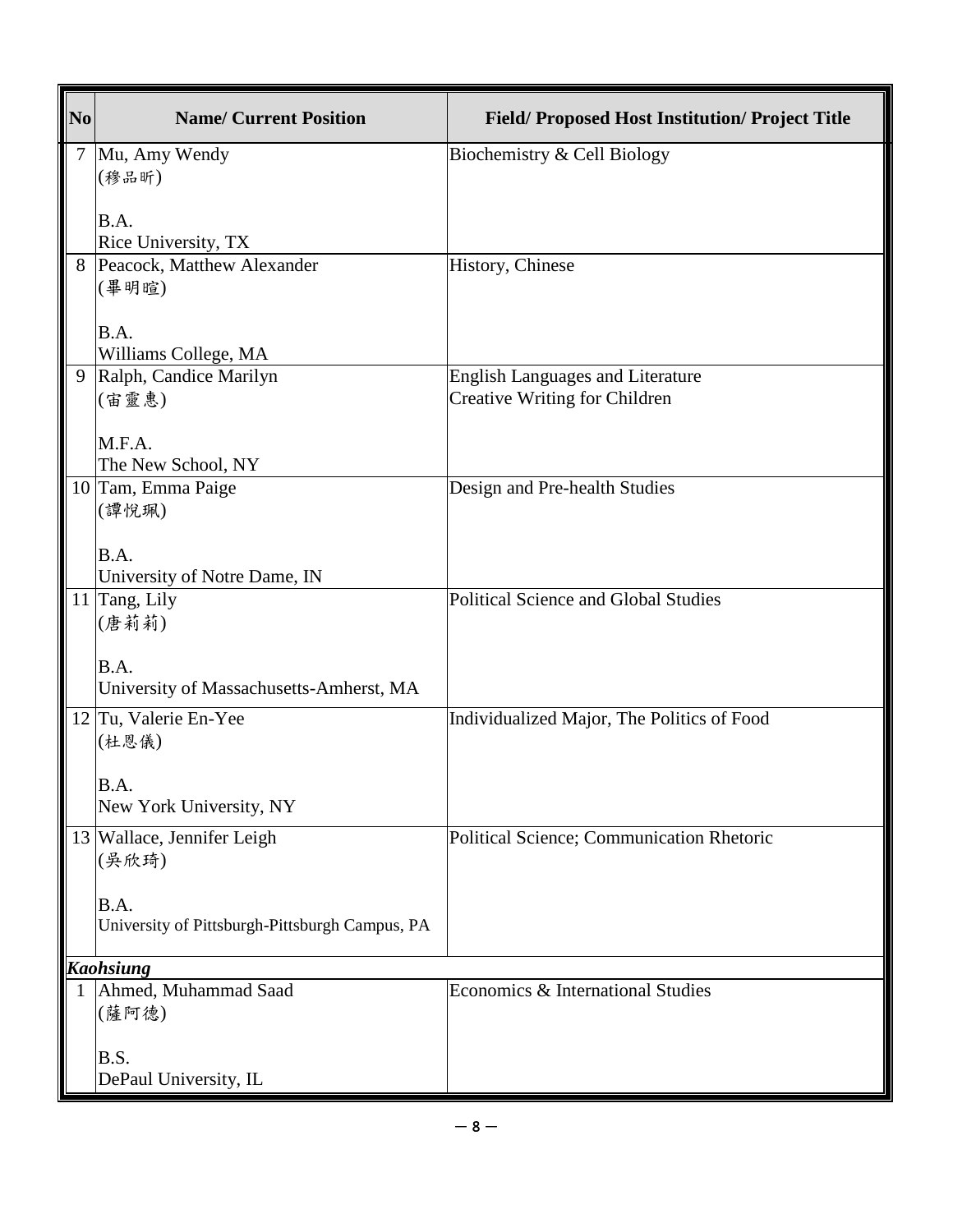| No | Name/ Current Position | Field/ Proposed Host Institution/ Project Title |
|---|---|---|
| 7 | Mu, Amy Wendy (穆品昕) B.A. Rice University, TX | Biochemistry & Cell Biology |
| 8 | Peacock, Matthew Alexander (畢明暄) B.A. Williams College, MA | History, Chinese |
| 9 | Ralph, Candice Marilyn (宙靈惠) M.F.A. The New School, NY | English Languages and Literature Creative Writing for Children |
| 10 | Tam, Emma Paige (譚悅珮) B.A. University of Notre Dame, IN | Design and Pre-health Studies |
| 11 | Tang, Lily (唐莉莉) B.A. University of Massachusetts-Amherst, MA | Political Science and Global Studies |
| 12 | Tu, Valerie En-Yee (杜恩儀) B.A. New York University, NY | Individualized Major, The Politics of Food |
| 13 | Wallace, Jennifer Leigh (吳欣琦) B.A. University of Pittsburgh-Pittsburgh Campus, PA | Political Science; Communication Rhetoric |
| ***Kaohsiung*** | | |
| 1 | Ahmed, Muhammad Saad (薩阿德) B.S. DePaul University, IL | Economics & International Studies |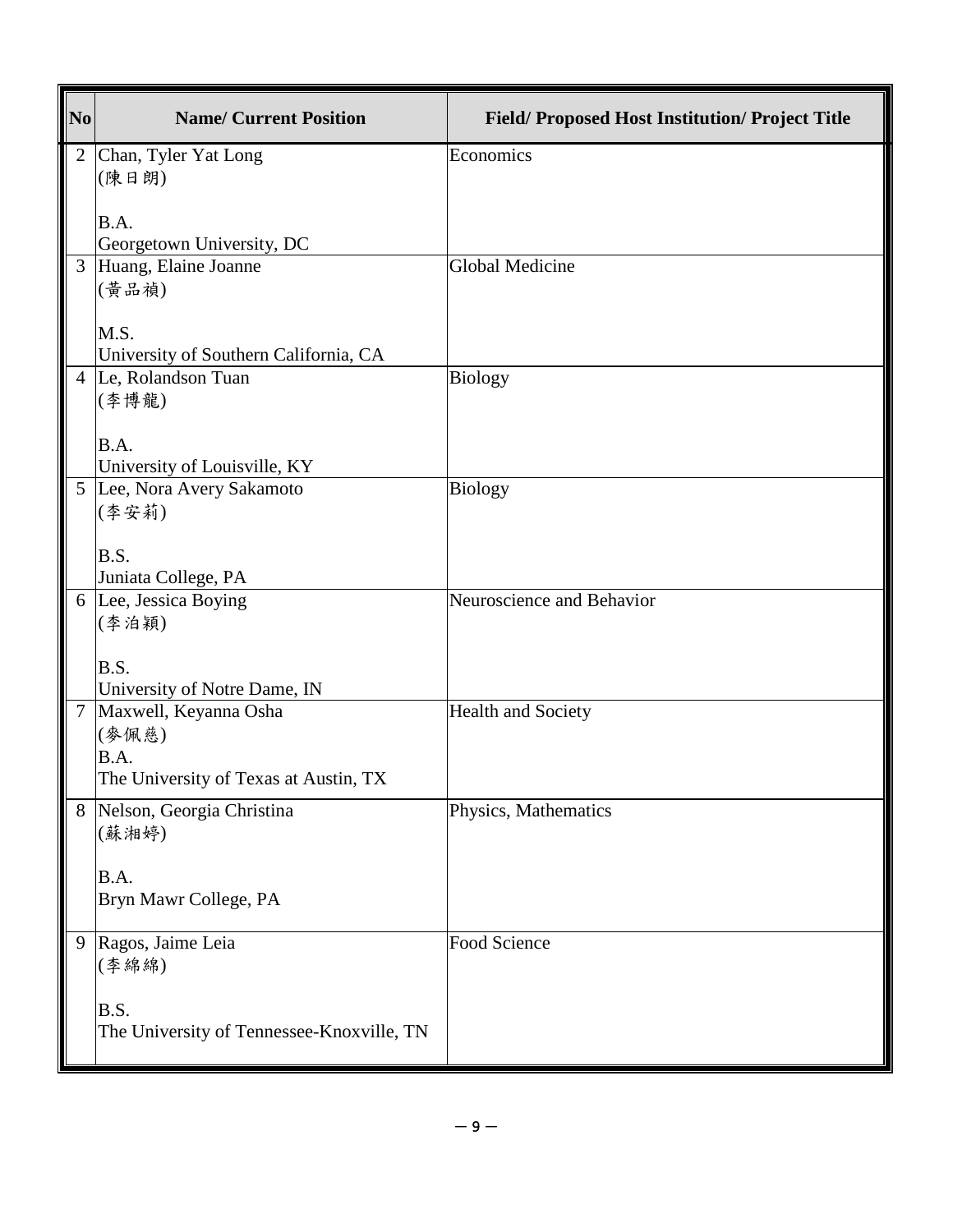| No | Name/ Current Position | Field/ Proposed Host Institution/ Project Title |
|---|---|---|
| 2 | Chan, Tyler Yat Long<br>(陳日朗)<br><br>B.A.<br>Georgetown University, DC | Economics |
| 3 | Huang, Elaine Joanne<br>(黃品禎)<br><br>M.S.<br>University of Southern California, CA | Global Medicine |
| 4 | Le, Rolandson Tuan<br>(李博龍)<br><br>B.A.<br>University of Louisville, KY | Biology |
| 5 | Lee, Nora Avery Sakamoto<br>(李安莉)<br><br>B.S.<br>Juniata College, PA | Biology |
| 6 | Lee, Jessica Boying<br>(李泊穎)<br><br>B.S.<br>University of Notre Dame, IN | Neuroscience and Behavior |
| 7 | Maxwell, Keyanna Osha<br>(麥佩慈)<br>B.A.<br>The University of Texas at Austin, TX | Health and Society |
| 8 | Nelson, Georgia Christina<br>(蘇湘婷)<br><br>B.A.<br>Bryn Mawr College, PA | Physics, Mathematics |
| 9 | Ragos, Jaime Leia<br>(李綿綿)<br><br>B.S.<br>The University of Tennessee-Knoxville, TN | Food Science |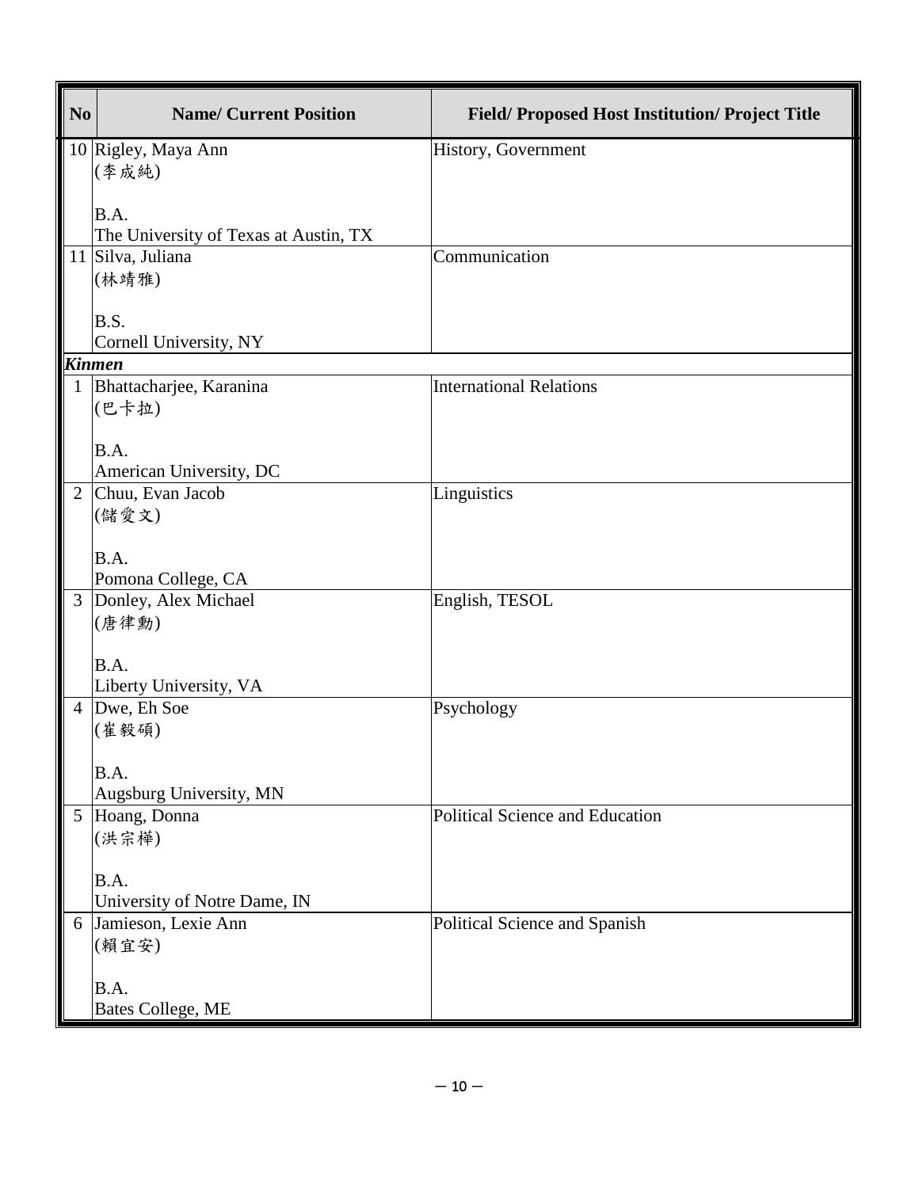| No | Name/ Current Position | Field/ Proposed Host Institution/ Project Title |
|---|---|---|
| 10 | Rigley, Maya Ann<br>(李成純)<br><br>B.A.<br>The University of Texas at Austin, TX | History, Government |
| 11 | Silva, Juliana<br>(林靖雅)<br><br>B.S.<br>Cornell University, NY | Communication |
| ***Kinmen*** | | |
| 1 | Bhattacharjee, Karanina<br>(巴卡拉)<br><br>B.A.<br>American University, DC | International Relations |
| 2 | Chuu, Evan Jacob<br>(儲愛文)<br><br>B.A.<br>Pomona College, CA | Linguistics |
| 3 | Donley, Alex Michael<br>(唐律勳)<br><br>B.A.<br>Liberty University, VA | English, TESOL |
| 4 | Dwe, Eh Soe<br>(崔毅碩)<br><br>B.A.<br>Augsburg University, MN | Psychology |
| 5 | Hoang, Donna<br>(洪宗樺)<br><br>B.A.<br>University of Notre Dame, IN | Political Science and Education |
| 6 | Jamieson, Lexie Ann<br>(賴宜安)<br><br>B.A.<br>Bates College, ME | Political Science and Spanish |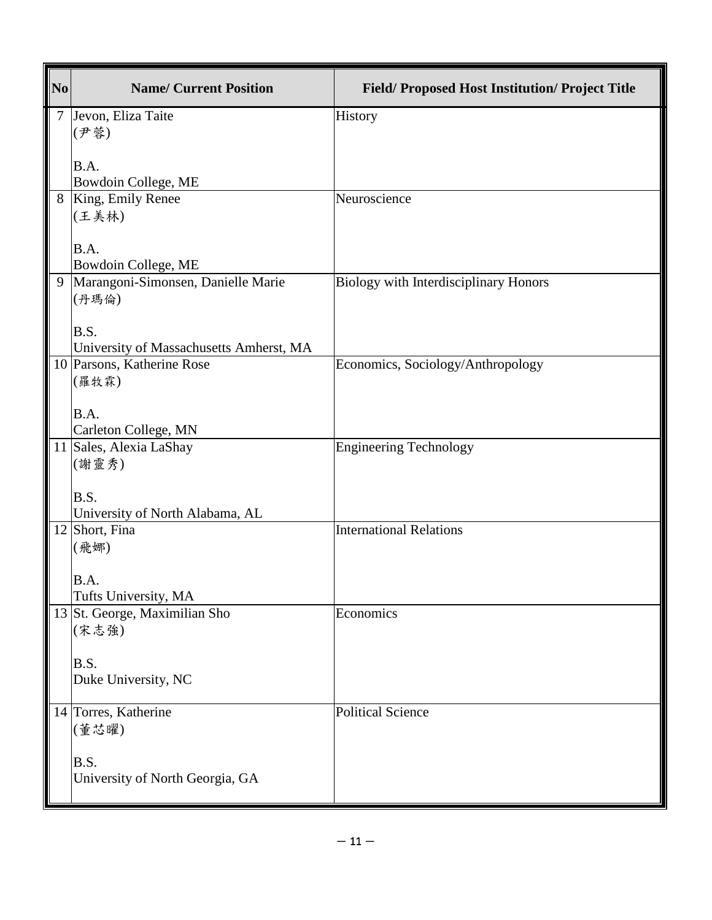| No | Name/ Current Position | Field/ Proposed Host Institution/ Project Title |
|---|---|---|
| 7 | Jevon, Eliza Taite<br>(尹蓉)<br><br>B.A.<br>Bowdoin College, ME | History |
| 8 | King, Emily Renee<br>(王美林)<br><br>B.A.<br>Bowdoin College, ME | Neuroscience |
| 9 | Marangoni-Simonsen, Danielle Marie<br>(丹瑪倫)<br><br>B.S.<br>University of Massachusetts Amherst, MA | Biology with Interdisciplinary Honors |
| 10 | Parsons, Katherine Rose<br>(羅牧霖)<br><br>B.A.<br>Carleton College, MN | Economics, Sociology/Anthropology |
| 11 | Sales, Alexia LaShay<br>(謝靈秀)<br><br>B.S.<br>University of North Alabama, AL | Engineering Technology |
| 12 | Short, Fina<br>(飛娜)<br><br>B.A.<br>Tufts University, MA | International Relations |
| 13 | St. George, Maximilian Sho<br>(宋志強)<br><br>B.S.<br>Duke University, NC | Economics |
| 14 | Torres, Katherine<br>(董芯曜)<br><br>B.S.<br>University of North Georgia, GA | Political Science |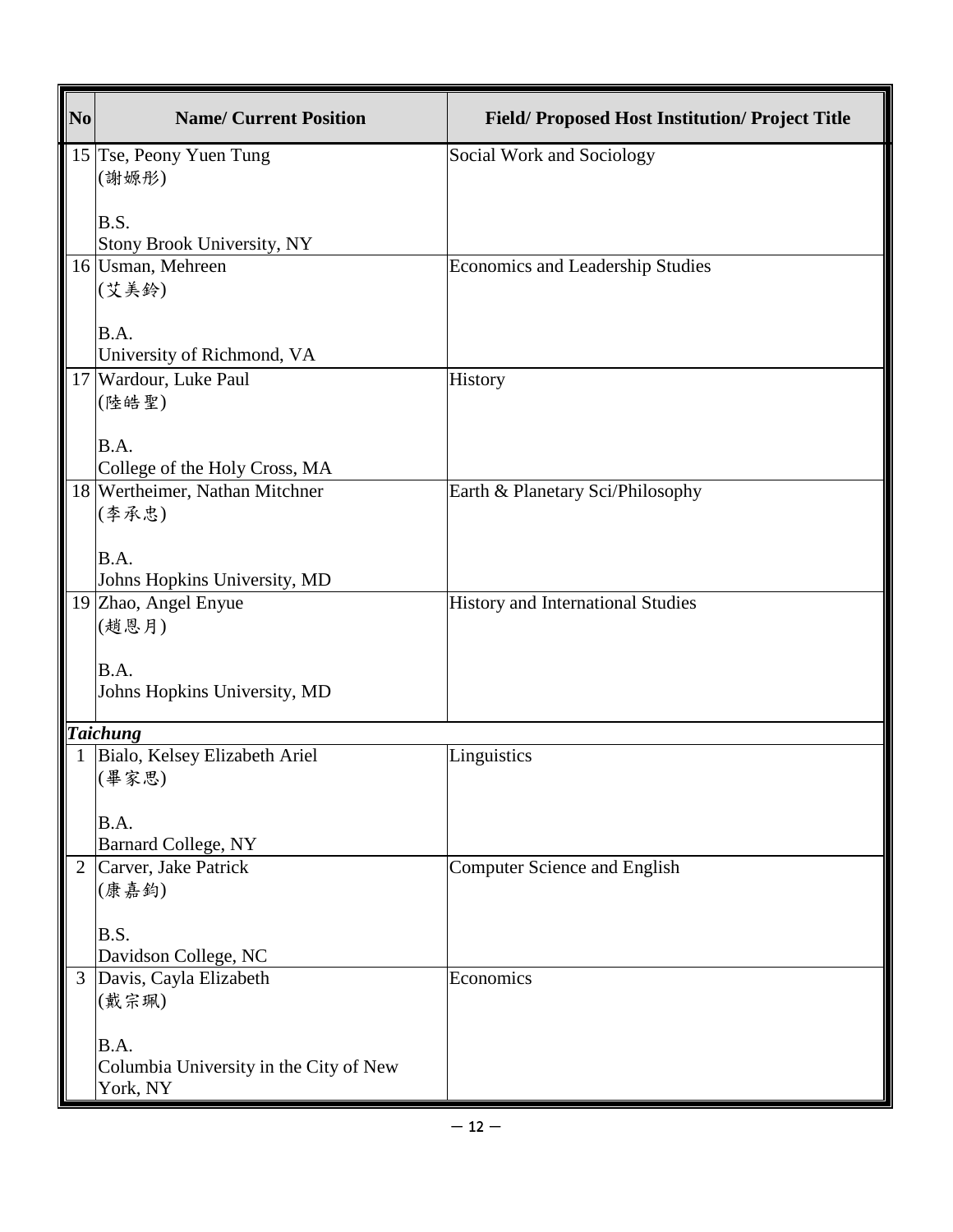| No | Name/ Current Position | Field/ Proposed Host Institution/ Project Title |
|---|---|---|
| 15 | Tse, Peony Yuen Tung<br>(謝嫄彤)<br><br>B.S.<br>Stony Brook University, NY | Social Work and Sociology |
| 16 | Usman, Mehreen<br>(艾美鈴)<br><br>B.A.<br>University of Richmond, VA | Economics and Leadership Studies |
| 17 | Wardour, Luke Paul<br>(陸皓聖)<br><br>B.A.<br>College of the Holy Cross, MA | History |
| 18 | Wertheimer, Nathan Mitchner<br>(李承忠)<br><br>B.A.<br>Johns Hopkins University, MD | Earth & Planetary Sci/Philosophy |
| 19 | Zhao, Angel Enyue<br>(趙恩月)<br><br>B.A.<br>Johns Hopkins University, MD | History and International Studies |
| ***Taichung*** | | |
| 1 | Bialo, Kelsey Elizabeth Ariel<br>(畢家思)<br><br>B.A.<br>Barnard College, NY | Linguistics |
| 2 | Carver, Jake Patrick<br>(康嘉鈞)<br><br>B.S.<br>Davidson College, NC | Computer Science and English |
| 3 | Davis, Cayla Elizabeth<br>(戴宗珮)<br><br>B.A.<br>Columbia University in the City of New York, NY | Economics |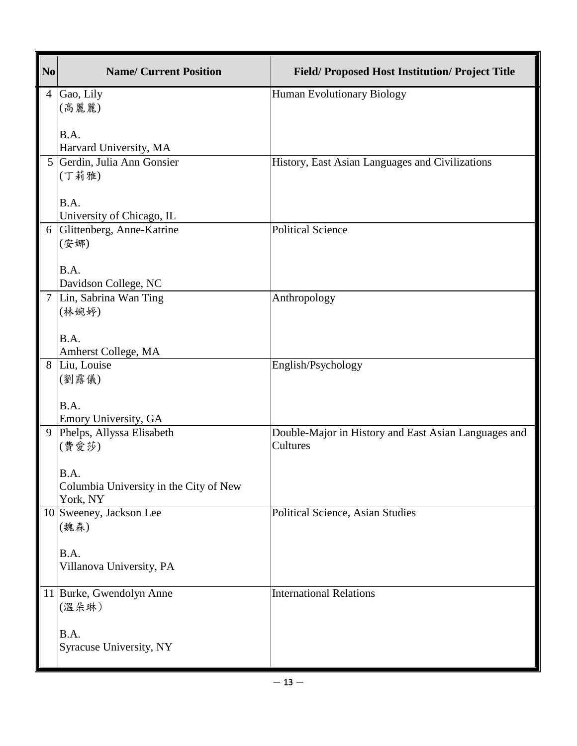| No | Name/ Current Position | Field/ Proposed Host Institution/ Project Title |
|---|---|---|
| 4 | Gao, Lily<br>(高麗麗)<br><br>B.A.<br>Harvard University, MA | Human Evolutionary Biology |
| 5 | Gerdin, Julia Ann Gonsier<br>(丁莉雅)<br><br>B.A.<br>University of Chicago, IL | History, East Asian Languages and Civilizations |
| 6 | Glittenberg, Anne-Katrine<br>(安娜)<br><br>B.A.<br>Davidson College, NC | Political Science |
| 7 | Lin, Sabrina Wan Ting<br>(林婉婷)<br><br>B.A.<br>Amherst College, MA | Anthropology |
| 8 | Liu, Louise<br>(劉露儀)<br><br>B.A.<br>Emory University, GA | English/Psychology |
| 9 | Phelps, Allyssa Elisabeth<br>(費愛莎)<br><br>B.A.<br>Columbia University in the City of New York, NY | Double-Major in History and East Asian Languages and Cultures |
| 10 | Sweeney, Jackson Lee<br>(魏森)<br><br>B.A.<br>Villanova University, PA | Political Science, Asian Studies |
| 11 | Burke, Gwendolyn Anne<br>(溫朵琳）<br><br>B.A.<br>Syracuse University, NY | International Relations |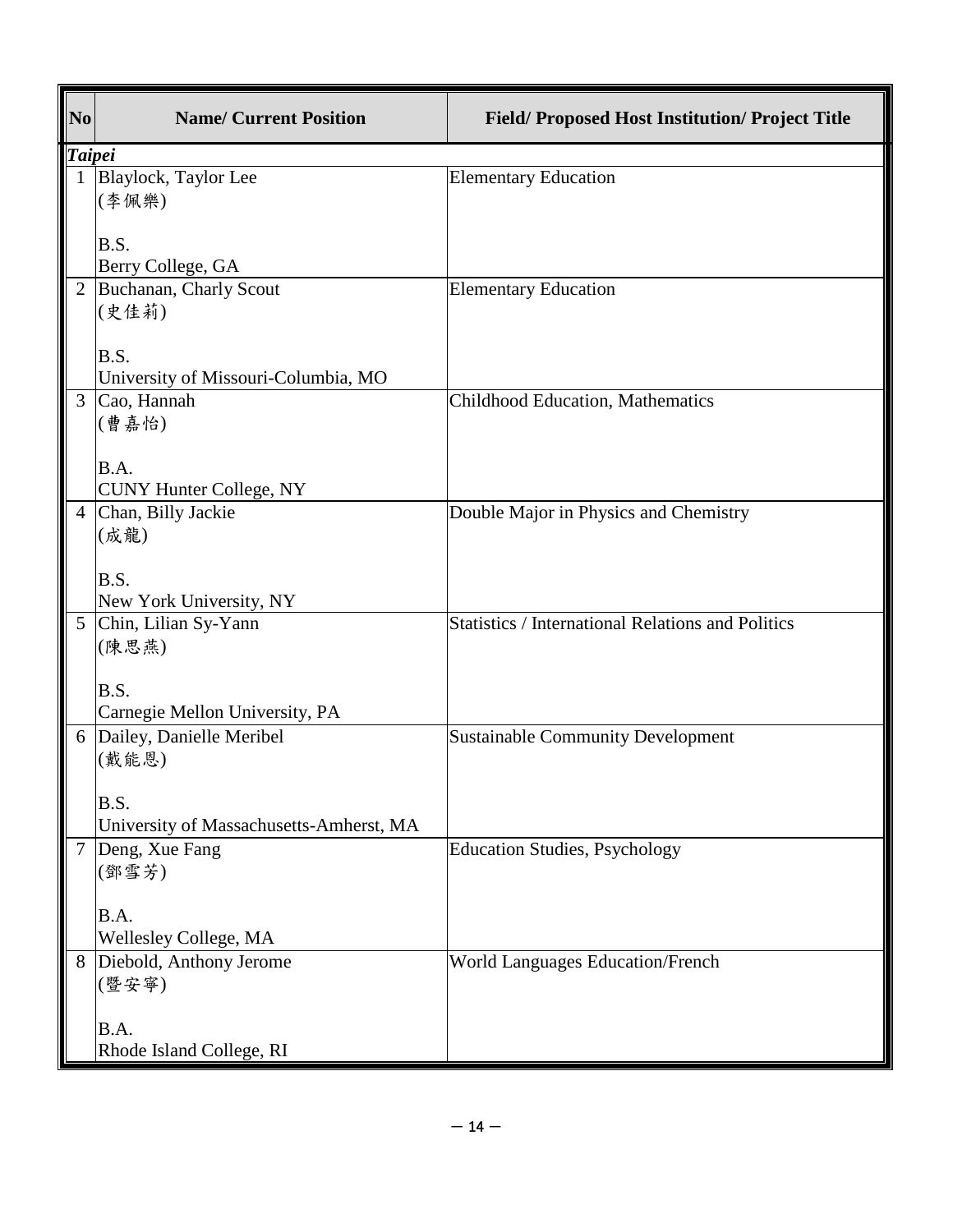| No | Name/ Current Position | Field/ Proposed Host Institution/ Project Title |
|---|---|---|
| ***Taipei*** | | |
| 1 | Blaylock, Taylor Lee<br>(李佩樂)<br><br>B.S.<br>Berry College, GA | Elementary Education |
| 2 | Buchanan, Charly Scout<br>(史佳莉)<br><br>B.S.<br>University of Missouri-Columbia, MO | Elementary Education |
| 3 | Cao, Hannah<br>(曹嘉怡)<br><br>B.A.<br>CUNY Hunter College, NY | Childhood Education, Mathematics |
| 4 | Chan, Billy Jackie<br>(成龍)<br><br>B.S.<br>New York University, NY | Double Major in Physics and Chemistry |
| 5 | Chin, Lilian Sy-Yann<br>(陳思燕)<br><br>B.S.<br>Carnegie Mellon University, PA | Statistics / International Relations and Politics |
| 6 | Dailey, Danielle Meribel<br>(戴能恩)<br><br>B.S.<br>University of Massachusetts-Amherst, MA | Sustainable Community Development |
| 7 | Deng, Xue Fang<br>(鄧雪芳)<br><br>B.A.<br>Wellesley College, MA | Education Studies, Psychology |
| 8 | Diebold, Anthony Jerome<br>(暨安寧)<br><br>B.A.<br>Rhode Island College, RI | World Languages Education/French |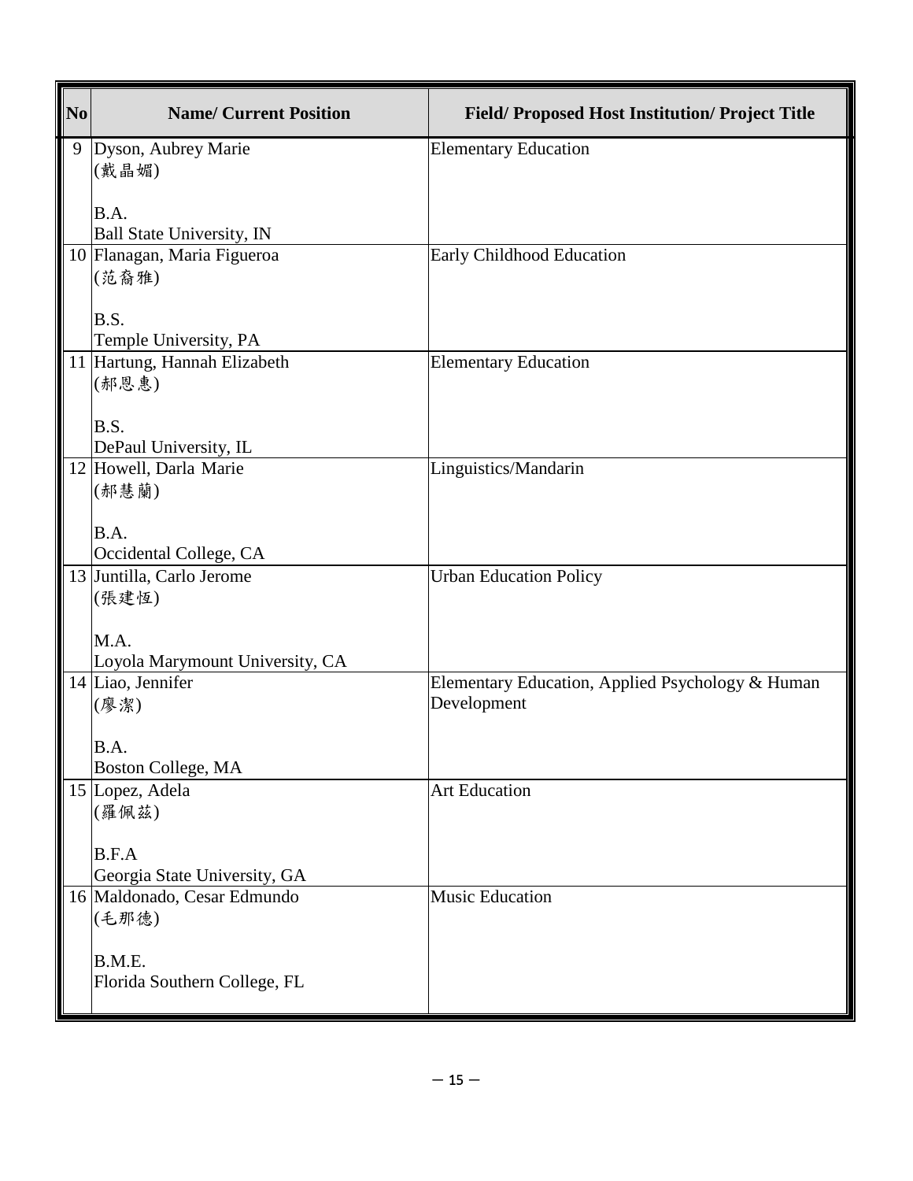| No | Name/ Current Position | Field/ Proposed Host Institution/ Project Title |
|---|---|---|
| 9 | Dyson, Aubrey Marie<br>(戴晶媚)<br><br>B.A.<br>Ball State University, IN | Elementary Education |
| 10 | Flanagan, Maria Figueroa<br>(范裔雅)<br><br>B.S.<br>Temple University, PA | Early Childhood Education |
| 11 | Hartung, Hannah Elizabeth<br>(郝恩惠)<br><br>B.S.<br>DePaul University, IL | Elementary Education |
| 12 | Howell, Darla Marie<br>(郝慧蘭)<br><br>B.A.<br>Occidental College, CA | Linguistics/Mandarin |
| 13 | Juntilla, Carlo Jerome<br>(張建恆)<br><br>M.A.<br>Loyola Marymount University, CA | Urban Education Policy |
| 14 | Liao, Jennifer<br>(廖潔)<br><br>B.A.<br>Boston College, MA | Elementary Education, Applied Psychology & Human Development |
| 15 | Lopez, Adela<br>(羅佩茲)<br><br>B.F.A<br>Georgia State University, GA | Art Education |
| 16 | Maldonado, Cesar Edmundo<br>(毛那德)<br><br>B.M.E.<br>Florida Southern College, FL | Music Education |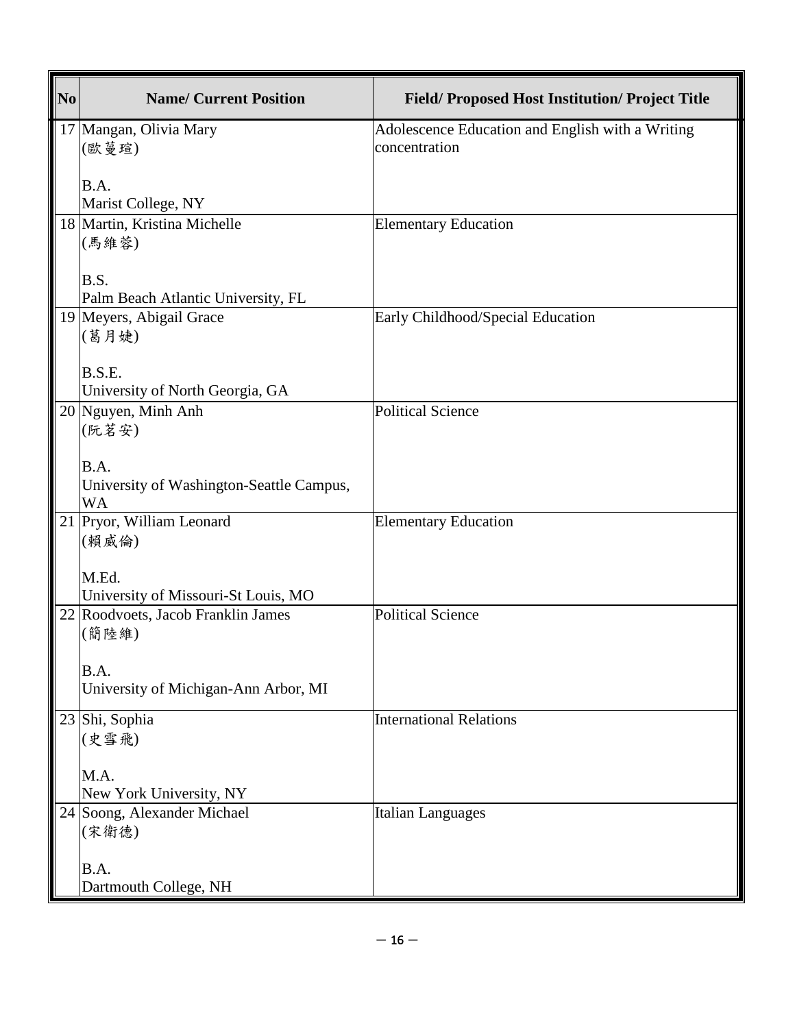| No | Name/ Current Position | Field/ Proposed Host Institution/ Project Title |
|---|---|---|
| 17 | Mangan, Olivia Mary<br>(歐蔓瑄)<br><br>B.A.<br>Marist College, NY | Adolescence Education and English with a Writing concentration |
| 18 | Martin, Kristina Michelle<br>(馬維蓉)<br><br>B.S.<br>Palm Beach Atlantic University, FL | Elementary Education |
| 19 | Meyers, Abigail Grace<br>(葛月婕)<br><br>B.S.E.<br>University of North Georgia, GA | Early Childhood/Special Education |
| 20 | Nguyen, Minh Anh<br>(阮茗安)<br><br>B.A.<br>University of Washington-Seattle Campus, WA | Political Science |
| 21 | Pryor, William Leonard<br>(賴威倫)<br><br>M.Ed.<br>University of Missouri-St Louis, MO | Elementary Education |
| 22 | Roodvoets, Jacob Franklin James<br>(簡陸維)<br><br>B.A.<br>University of Michigan-Ann Arbor, MI | Political Science |
| 23 | Shi, Sophia<br>(史雪飛)<br><br>M.A.<br>New York University, NY | International Relations |
| 24 | Soong, Alexander Michael<br>(宋衛德)<br><br>B.A.<br>Dartmouth College, NH | Italian Languages |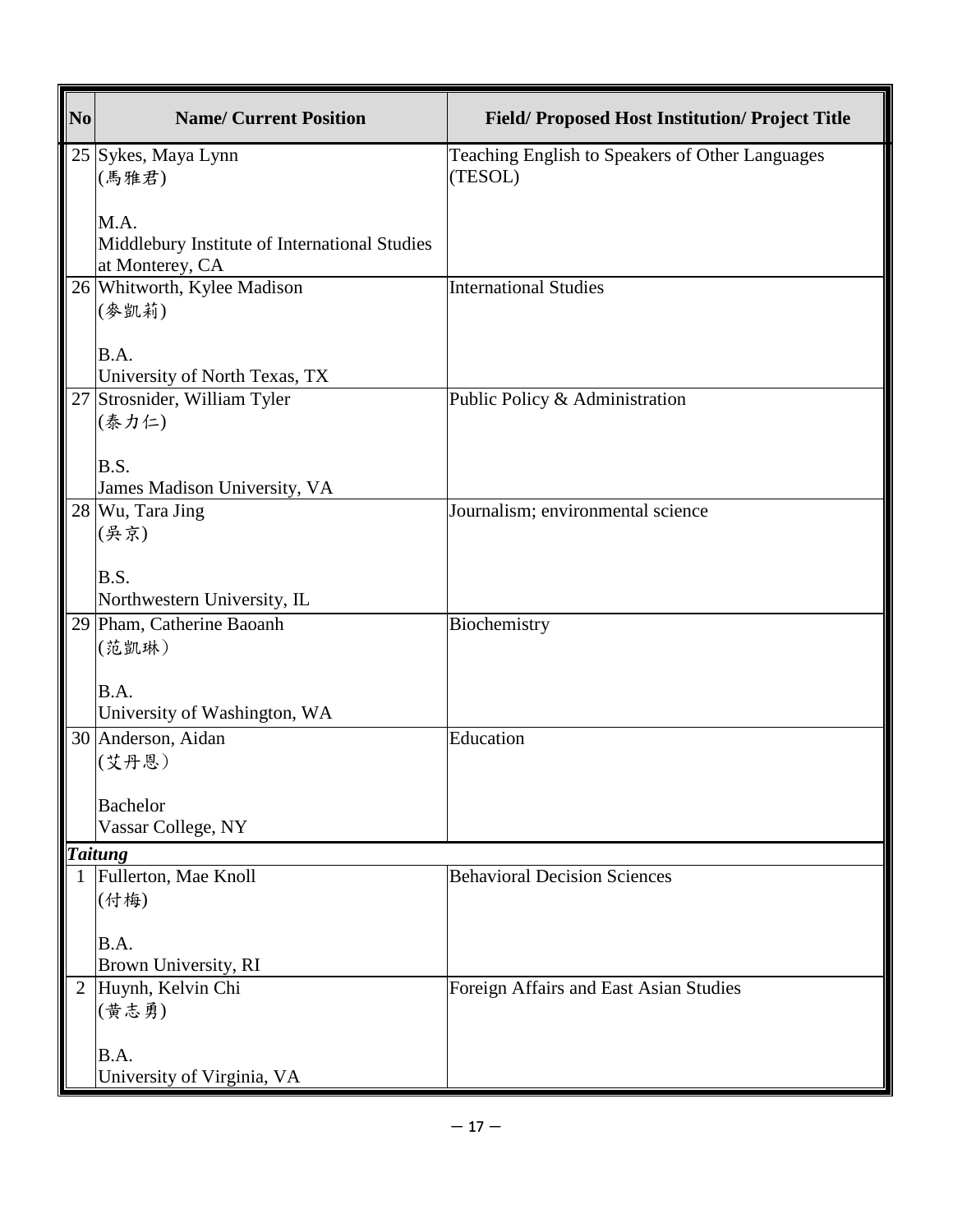| No | Name/ Current Position | Field/ Proposed Host Institution/ Project Title |
|---|---|---|
| 25 | Sykes, Maya Lynn<br>(馬雅君)<br><br>M.A.<br>Middlebury Institute of International Studies at Monterey, CA | Teaching English to Speakers of Other Languages (TESOL) |
| 26 | Whitworth, Kylee Madison<br>(麥凱莉)<br><br>B.A.<br>University of North Texas, TX | International Studies |
| 27 | Strosnider, William Tyler<br>(泰力仁)<br><br>B.S.<br>James Madison University, VA | Public Policy & Administration |
| 28 | Wu, Tara Jing<br>(吳京)<br><br>B.S.<br>Northwestern University, IL | Journalism; environmental science |
| 29 | Pham, Catherine Baoanh<br>(范凱琳）<br><br>B.A.<br>University of Washington, WA | Biochemistry |
| 30 | Anderson, Aidan<br>(艾丹恩）<br><br>Bachelor<br>Vassar College, NY | Education |
| ***Taitung*** | | |
| 1 | Fullerton, Mae Knoll<br>(付梅)<br><br>B.A.<br>Brown University, RI | Behavioral Decision Sciences |
| 2 | Huynh, Kelvin Chi<br>(黄志勇)<br><br>B.A.<br>University of Virginia, VA | Foreign Affairs and East Asian Studies |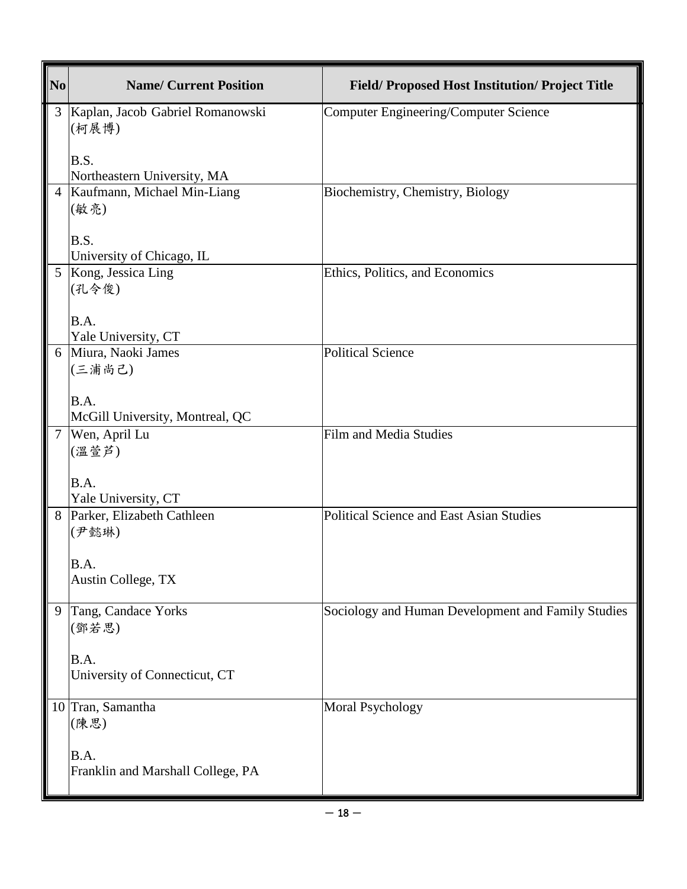| No | Name/ Current Position | Field/ Proposed Host Institution/ Project Title |
|---|---|---|
| 3 | Kaplan, Jacob Gabriel Romanowski<br>(柯展博)<br><br>B.S.<br>Northeastern University, MA | Computer Engineering/Computer Science |
| 4 | Kaufmann, Michael Min-Liang<br>(敏亮)<br><br>B.S.<br>University of Chicago, IL | Biochemistry, Chemistry, Biology |
| 5 | Kong, Jessica Ling<br>(孔令俊)<br><br>B.A.<br>Yale University, CT | Ethics, Politics, and Economics |
| 6 | Miura, Naoki James<br>(三浦尚己)<br><br>B.A.<br>McGill University, Montreal, QC | Political Science |
| 7 | Wen, April Lu<br>(溫萱芦)<br><br>B.A.<br>Yale University, CT | Film and Media Studies |
| 8 | Parker, Elizabeth Cathleen<br>(尹懿琳)<br><br>B.A.<br>Austin College, TX | Political Science and East Asian Studies |
| 9 | Tang, Candace Yorks<br>(鄧若思)<br><br>B.A.<br>University of Connecticut, CT | Sociology and Human Development and Family Studies |
| 10 | Tran, Samantha<br>(陳思)<br><br>B.A.<br>Franklin and Marshall College, PA | Moral Psychology |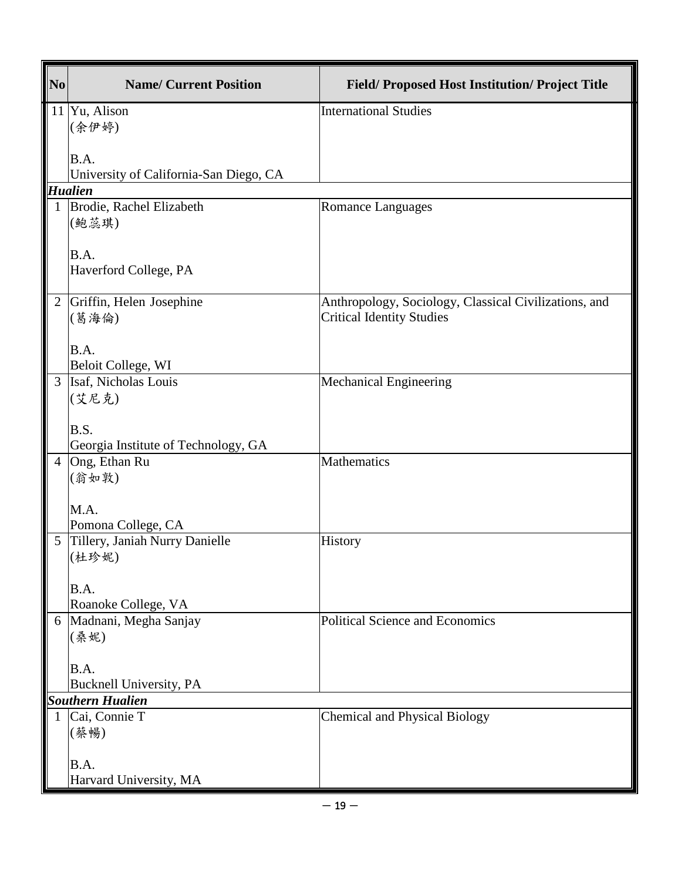| No | Name/ Current Position | Field/ Proposed Host Institution/ Project Title |
|---|---|---|
| 11 | Yu, Alison<br>(余伊婷)<br><br>B.A.<br>University of California-San Diego, CA | International Studies |
| ***Hualien*** | | |
| 1 | Brodie, Rachel Elizabeth<br>(鮑蕊琪)<br><br>B.A.<br>Haverford College, PA | Romance Languages |
| 2 | Griffin, Helen Josephine<br>(葛海倫)<br><br>B.A.<br>Beloit College, WI | Anthropology, Sociology, Classical Civilizations, and Critical Identity Studies |
| 3 | Isaf, Nicholas Louis<br>(艾尼克)<br><br>B.S.<br>Georgia Institute of Technology, GA | Mechanical Engineering |
| 4 | Ong, Ethan Ru<br>(翁如敦)<br><br>M.A.<br>Pomona College, CA | Mathematics |
| 5 | Tillery, Janiah Nurry Danielle<br>(杜珍妮)<br><br>B.A.<br>Roanoke College, VA | History |
| 6 | Madnani, Megha Sanjay<br>(桑妮)<br><br>B.A.<br>Bucknell University, PA | Political Science and Economics |
| ***Southern Hualien*** | | |
| 1 | Cai, Connie T<br>(蔡暢)<br><br>B.A.<br>Harvard University, MA | Chemical and Physical Biology |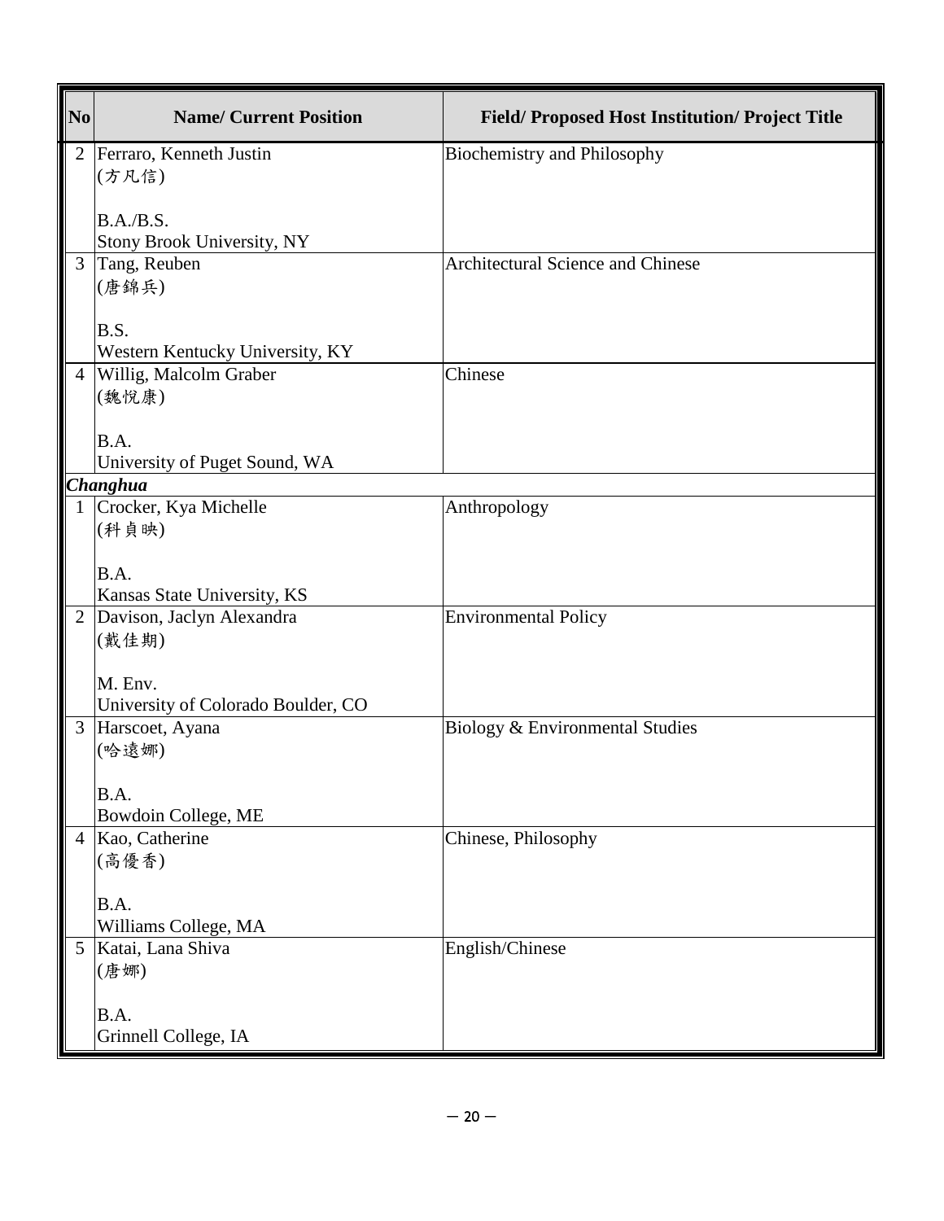| No | Name/ Current Position | Field/ Proposed Host Institution/ Project Title |
|---|---|---|
| 2 | Ferraro, Kenneth Justin (方凡信) B.A./B.S. Stony Brook University, NY | Biochemistry and Philosophy |
| 3 | Tang, Reuben (唐錦兵) B.S. Western Kentucky University, KY | Architectural Science and Chinese |
| 4 | Willig, Malcolm Graber (魏悅康) B.A. University of Puget Sound, WA | Chinese |
| ***Changhua*** | | |
| 1 | Crocker, Kya Michelle (科貞映) B.A. Kansas State University, KS | Anthropology |
| 2 | Davison, Jaclyn Alexandra (戴佳期) M. Env. University of Colorado Boulder, CO | Environmental Policy |
| 3 | Harscoet, Ayana (哈遠娜) B.A. Bowdoin College, ME | Biology & Environmental Studies |
| 4 | Kao, Catherine (高優香) B.A. Williams College, MA | Chinese, Philosophy |
| 5 | Katai, Lana Shiva (唐娜) B.A. Grinnell College, IA | English/Chinese |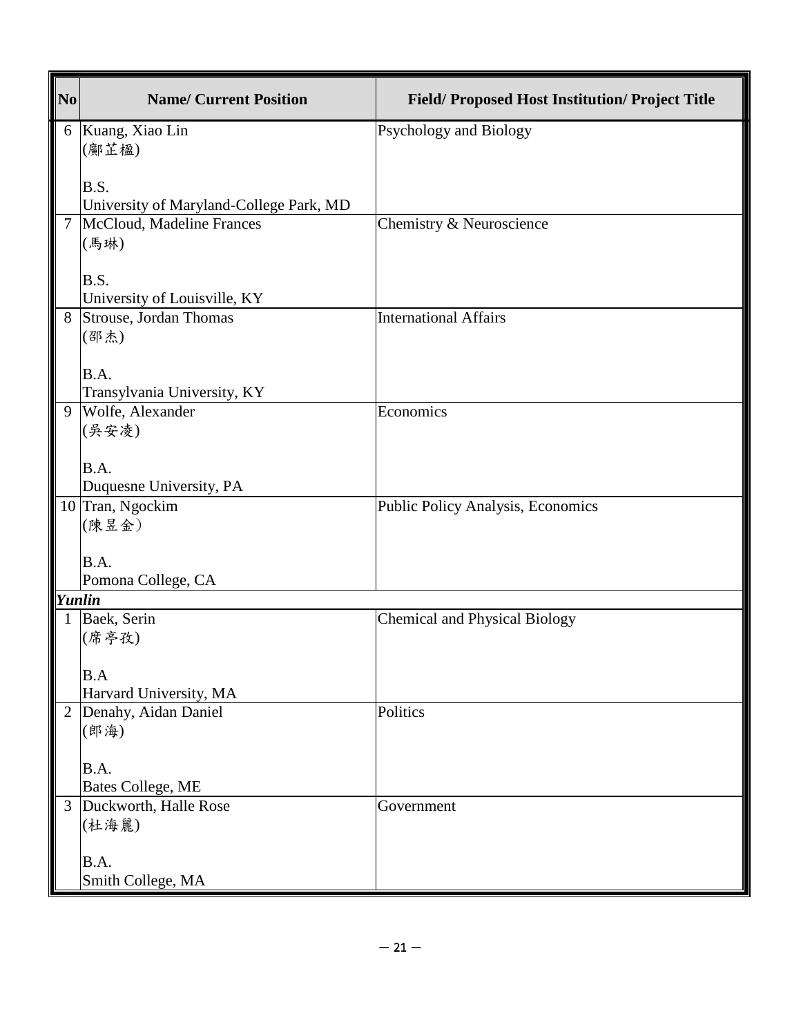| No | Name/ Current Position | Field/ Proposed Host Institution/ Project Title |
|---|---|---|
| 6 | Kuang, Xiao Lin<br>(鄺芷楹)<br><br>B.S.<br>University of Maryland-College Park, MD | Psychology and Biology |
| 7 | McCloud, Madeline Frances<br>(馬琳)<br><br>B.S.<br>University of Louisville, KY | Chemistry & Neuroscience |
| 8 | Strouse, Jordan Thomas<br>(邵杰)<br><br>B.A.<br>Transylvania University, KY | International Affairs |
| 9 | Wolfe, Alexander<br>(吳安凌)<br><br>B.A.<br>Duquesne University, PA | Economics |
| 10 | Tran, Ngockim<br>(陳昱金）<br><br>B.A.<br>Pomona College, CA | Public Policy Analysis, Economics |
| ***Yunlin*** | | |
| 1 | Baek, Serin<br>(席亭孜)<br><br>B.A<br>Harvard University, MA | Chemical and Physical Biology |
| 2 | Denahy, Aidan Daniel<br>(郎海)<br><br>B.A.<br>Bates College, ME | Politics |
| 3 | Duckworth, Halle Rose<br>(杜海麗)<br><br>B.A.<br>Smith College, MA | Government |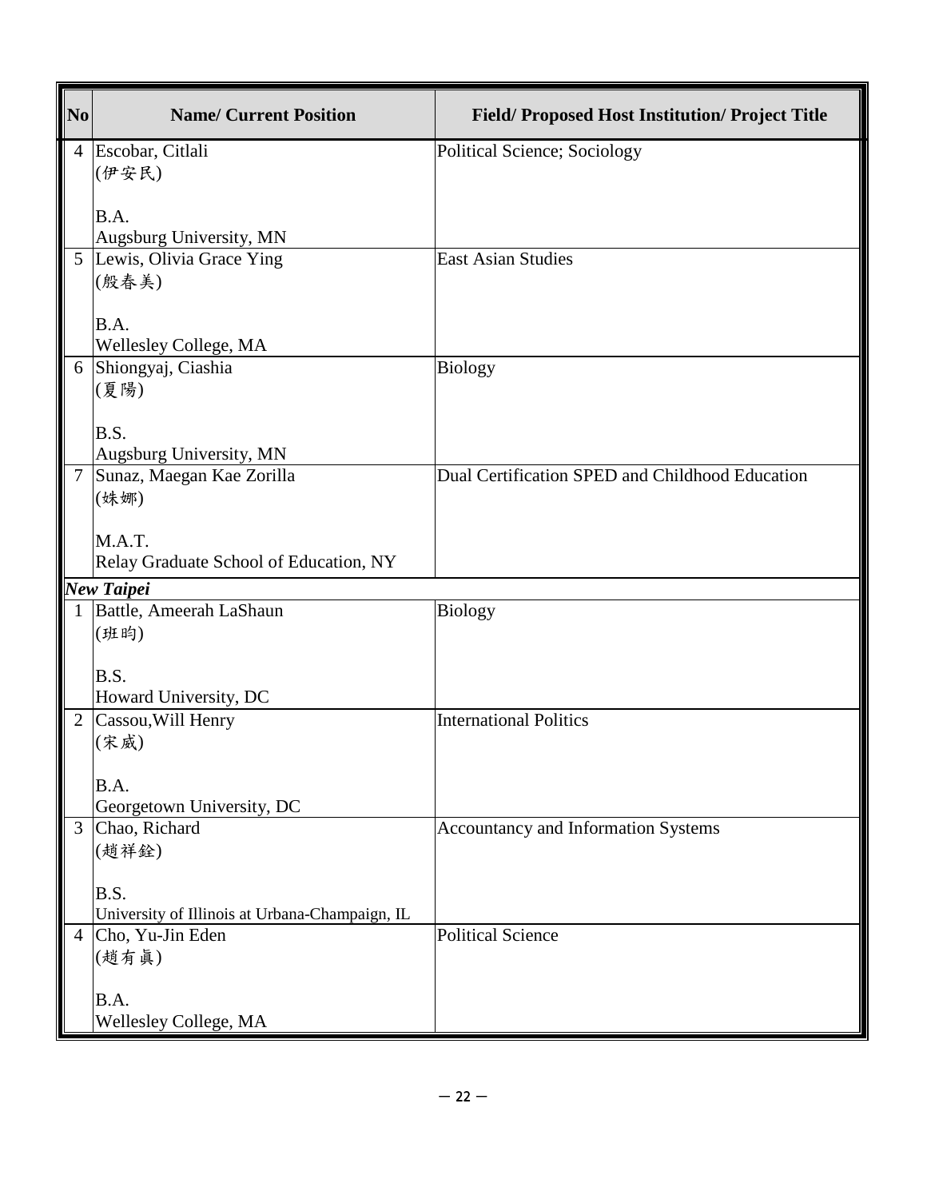| No | Name/ Current Position | Field/ Proposed Host Institution/ Project Title |
|---|---|---|
| 4 | Escobar, Citlali<br>(伊安民)<br><br>B.A.<br>Augsburg University, MN | Political Science; Sociology |
| 5 | Lewis, Olivia Grace Ying<br>(殷春美)<br><br>B.A.<br>Wellesley College, MA | East Asian Studies |
| 6 | Shiongyaj, Ciashia<br>(夏陽)<br><br>B.S.<br>Augsburg University, MN | Biology |
| 7 | Sunaz, Maegan Kae Zorilla<br>(姝娜)<br><br>M.A.T.<br>Relay Graduate School of Education, NY | Dual Certification SPED and Childhood Education |
| ***New Taipei*** | | |
| 1 | Battle, Ameerah LaShaun<br>(班昀)<br><br>B.S.<br>Howard University, DC | Biology |
| 2 | Cassou,Will Henry<br>(宋威)<br><br>B.A.<br>Georgetown University, DC | International Politics |
| 3 | Chao, Richard<br>(趙祥銓)<br><br>B.S.<br>University of Illinois at Urbana-Champaign, IL | Accountancy and Information Systems |
| 4 | Cho, Yu-Jin Eden<br>(趙有眞)<br><br>B.A.<br>Wellesley College, MA | Political Science |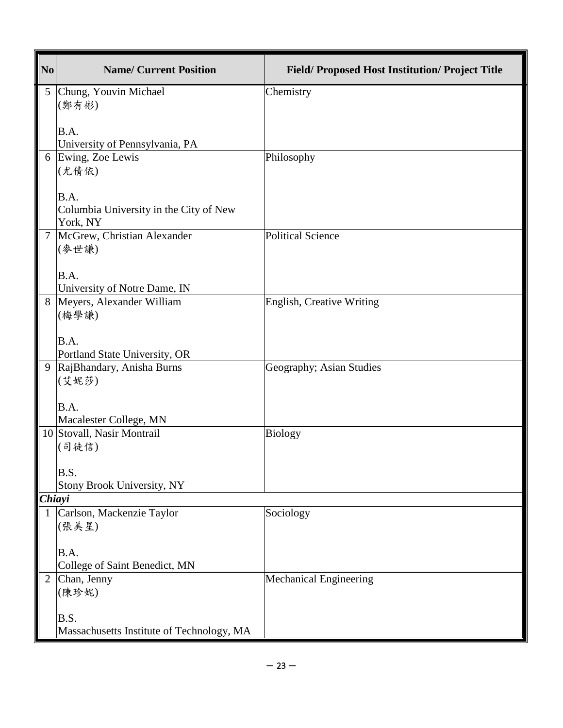| No | Name/ Current Position | Field/ Proposed Host Institution/ Project Title |
|---|---|---|
| 5 | Chung, Youvin Michael<br>(鄭有彬)<br><br>B.A.<br>University of Pennsylvania, PA | Chemistry |
| 6 | Ewing, Zoe Lewis<br>(尤倩依)<br><br>B.A.<br>Columbia University in the City of New York, NY | Philosophy |
| 7 | McGrew, Christian Alexander<br>(麥世謙)<br><br>B.A.<br>University of Notre Dame, IN | Political Science |
| 8 | Meyers, Alexander William<br>(梅學謙)<br><br>B.A.<br>Portland State University, OR | English, Creative Writing |
| 9 | RajBhandary, Anisha Burns<br>(艾妮莎)<br><br>B.A.<br>Macalester College, MN | Geography; Asian Studies |
| 10 | Stovall, Nasir Montrail<br>(司徒信)<br><br>B.S.<br>Stony Brook University, NY | Biology |
| ***Chiayi*** | | |
| 1 | Carlson, Mackenzie Taylor<br>(張美星)<br><br>B.A.<br>College of Saint Benedict, MN | Sociology |
| 2 | Chan, Jenny<br>(陳珍妮)<br><br>B.S.<br>Massachusetts Institute of Technology, MA | Mechanical Engineering |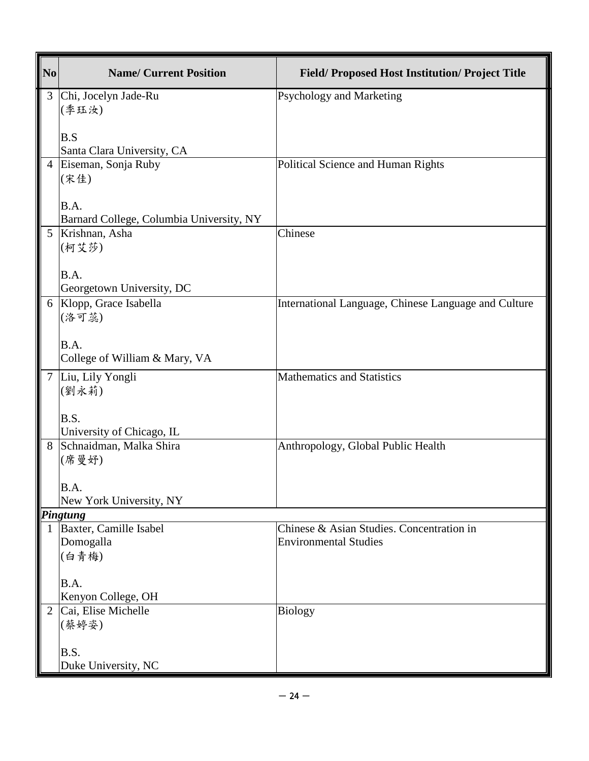| No | Name/ Current Position | Field/ Proposed Host Institution/ Project Title |
|---|---|---|
| 3 | Chi, Jocelyn Jade-Ru<br>(季珏汝)<br><br>B.S<br>Santa Clara University, CA | Psychology and Marketing |
| 4 | Eiseman, Sonja Ruby<br>(宋佳)<br><br>B.A.<br>Barnard College, Columbia University, NY | Political Science and Human Rights |
| 5 | Krishnan, Asha<br>(柯艾莎)<br><br>B.A.<br>Georgetown University, DC | Chinese |
| 6 | Klopp, Grace Isabella<br>(洛可蕊)<br><br>B.A.<br>College of William & Mary, VA | International Language, Chinese Language and Culture |
| 7 | Liu, Lily Yongli<br>(劉永莉)<br><br>B.S.<br>University of Chicago, IL | Mathematics and Statistics |
| 8 | Schnaidman, Malka Shira<br>(席曼妤)<br><br>B.A.<br>New York University, NY | Anthropology, Global Public Health |
| ***Pingtung*** | | |
| 1 | Baxter, Camille Isabel Domogalla<br>(白青梅)<br><br>B.A.<br>Kenyon College, OH | Chinese & Asian Studies. Concentration in Environmental Studies |
| 2 | Cai, Elise Michelle<br>(蔡婷姿)<br><br>B.S.<br>Duke University, NC | Biology |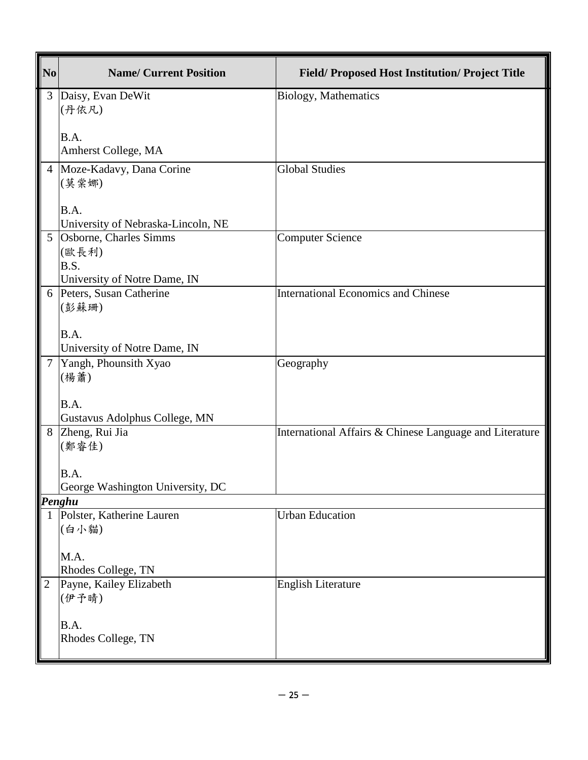| No | Name/ Current Position | Field/ Proposed Host Institution/ Project Title |
|---|---|---|
| 3 | Daisy, Evan DeWit<br>(丹依凡)<br><br>B.A.<br>Amherst College, MA | Biology, Mathematics |
| 4 | Moze-Kadavy, Dana Corine<br>(莫棠娜)<br><br>B.A.<br>University of Nebraska-Lincoln, NE | Global Studies |
| 5 | Osborne, Charles Simms<br>(歐長利)<br>B.S.<br>University of Notre Dame, IN | Computer Science |
| 6 | Peters, Susan Catherine<br>(彭蘇珊)<br><br>B.A.<br>University of Notre Dame, IN | International Economics and Chinese |
| 7 | Yangh, Phounsith Xyao<br>(楊蕭)<br><br>B.A.<br>Gustavus Adolphus College, MN | Geography |
| 8 | Zheng, Rui Jia<br>(鄭睿佳)<br><br>B.A.<br>George Washington University, DC | International Affairs & Chinese Language and Literature |
| ***Penghu*** | | |
| 1 | Polster, Katherine Lauren<br>(白小貓)<br><br>M.A.<br>Rhodes College, TN | Urban Education |
| 2 | Payne, Kailey Elizabeth<br>(伊予晴)<br><br>B.A.<br>Rhodes College, TN | English Literature |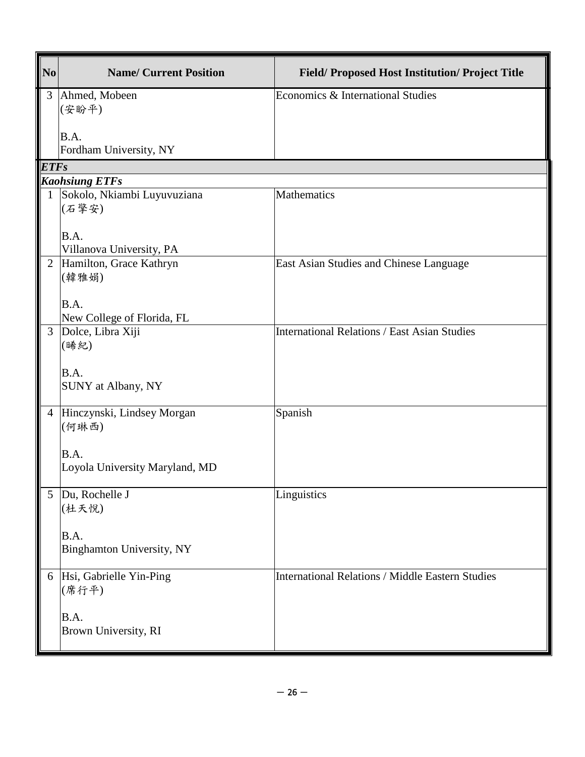| No | Name/ Current Position | Field/ Proposed Host Institution/ Project Title |
|---|---|---|
| 3 | Ahmed, Mobeen<br>(安盼平)<br><br>B.A.<br>Fordham University, NY | Economics & International Studies |
| ***ETFs*** | | |
| ***Kaohsiung ETFs*** | | |
| 1 | Sokolo, Nkiambi Luyuvuziana<br>(石擎安)<br><br>B.A.<br>Villanova University, PA | Mathematics |
| 2 | Hamilton, Grace Kathryn<br>(韓雅娟)<br><br>B.A.<br>New College of Florida, FL | East Asian Studies and Chinese Language |
| 3 | Dolce, Libra Xiji<br>(晞紀)<br><br>B.A.<br>SUNY at Albany, NY | International Relations / East Asian Studies |
| 4 | Hinczynski, Lindsey Morgan<br>(何琳西)<br><br>B.A.<br>Loyola University Maryland, MD | Spanish |
| 5 | Du, Rochelle J<br>(杜天悅)<br><br>B.A.<br>Binghamton University, NY | Linguistics |
| 6 | Hsi, Gabrielle Yin-Ping<br>(席行平)<br><br>B.A.<br>Brown University, RI | International Relations / Middle Eastern Studies |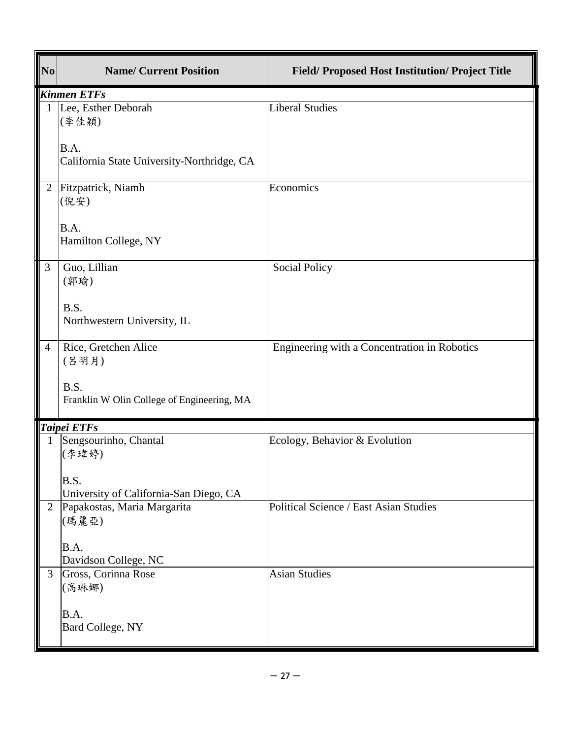| No | Name/ Current Position | Field/ Proposed Host Institution/ Project Title |
|---|---|---|
| ***Kinmen ETFs*** | | |
| 1 | Lee, Esther Deborah<br>(李佳穎)<br><br>B.A.<br>California State University-Northridge, CA | Liberal Studies |
| 2 | Fitzpatrick, Niamh<br>(倪安)<br><br>B.A.<br>Hamilton College, NY | Economics |
| 3 | Guo, Lillian<br>(郭瑜)<br><br>B.S.<br>Northwestern University, IL | Social Policy |
| 4 | Rice, Gretchen Alice<br>(呂明月)<br><br>B.S.<br>Franklin W Olin College of Engineering, MA | Engineering with a Concentration in Robotics |
| ***Taipei ETFs*** | | |
| 1 | Sengsourinho, Chantal<br>(李瑋婷)<br><br>B.S.<br>University of California-San Diego, CA | Ecology, Behavior & Evolution |
| 2 | Papakostas, Maria Margarita<br>(瑪麗亞)<br><br>B.A.<br>Davidson College, NC | Political Science / East Asian Studies |
| 3 | Gross, Corinna Rose<br>(高琳娜)<br><br>B.A.<br>Bard College, NY | Asian Studies |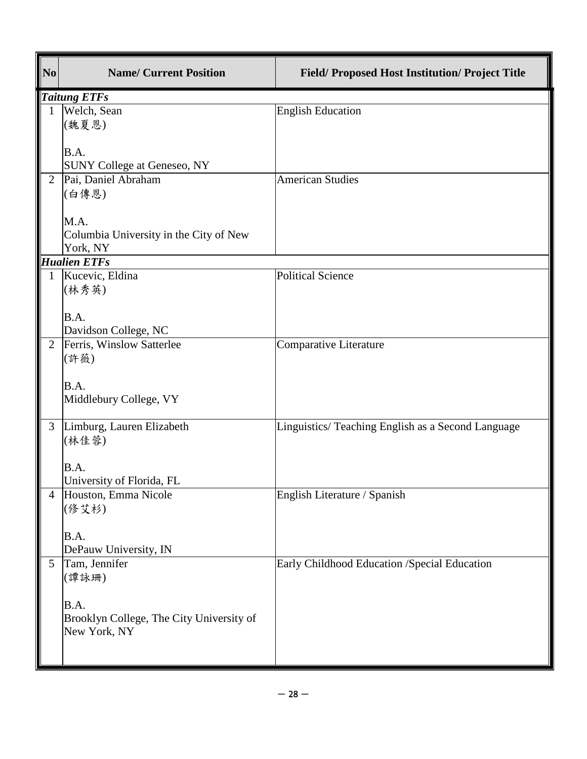| No | Name/ Current Position | Field/ Proposed Host Institution/ Project Title |
|---|---|---|
| ***Taitung ETFs*** | | |
| 1 | Welch, Sean<br>(魏夏恩)<br><br>B.A.<br>SUNY College at Geneseo, NY | English Education |
| 2 | Pai, Daniel Abraham<br>(白傳恩)<br><br>M.A.<br>Columbia University in the City of New York, NY | American Studies |
| ***Hualien ETFs*** | | |
| 1 | Kucevic, Eldina<br>(林秀英)<br><br>B.A.<br>Davidson College, NC | Political Science |
| 2 | Ferris, Winslow Satterlee<br>(許薇)<br><br>B.A.<br>Middlebury College, VY | Comparative Literature |
| 3 | Limburg, Lauren Elizabeth<br>(林佳蓉)<br><br>B.A.<br>University of Florida, FL | Linguistics/ Teaching English as a Second Language |
| 4 | Houston, Emma Nicole<br>(修艾杉)<br><br>B.A.<br>DePauw University, IN | English Literature / Spanish |
| 5 | Tam, Jennifer<br>(譚詠珊)<br><br>B.A.<br>Brooklyn College, The City University of New York, NY | Early Childhood Education /Special Education |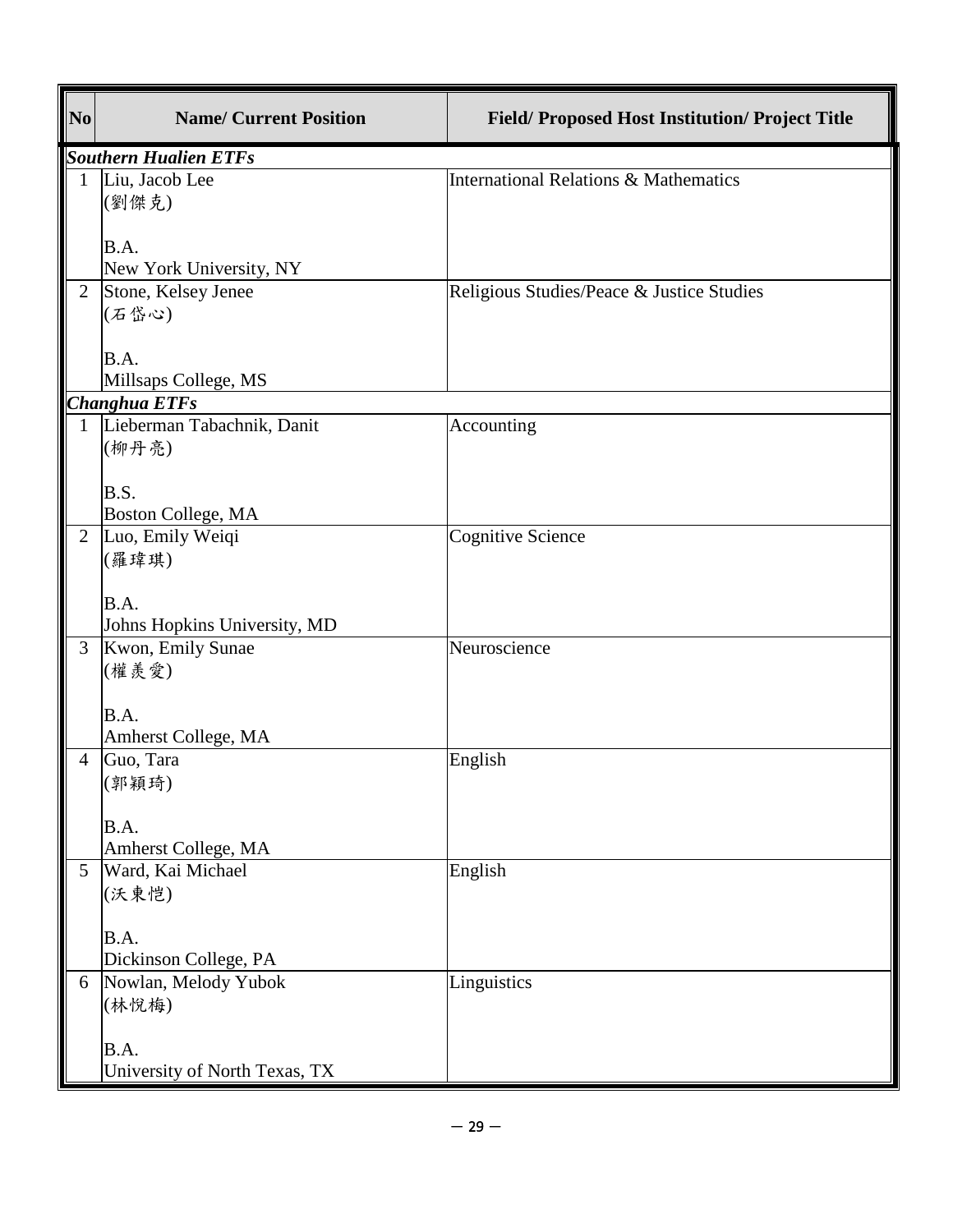| No | Name/ Current Position | Field/ Proposed Host Institution/ Project Title |
|---|---|---|
| ***Southern Hualien ETFs*** | | |
| 1 | Liu, Jacob Lee (劉傑克)<br><br>B.A.<br>New York University, NY | International Relations & Mathematics |
| 2 | Stone, Kelsey Jenee (石岱心)<br><br>B.A.<br>Millsaps College, MS | Religious Studies/Peace & Justice Studies |
| ***Changhua ETFs*** | | |
| 1 | Lieberman Tabachnik, Danit (柳丹亮)<br><br>B.S.<br>Boston College, MA | Accounting |
| 2 | Luo, Emily Weiqi (羅瑋琪)<br><br>B.A.<br>Johns Hopkins University, MD | Cognitive Science |
| 3 | Kwon, Emily Sunae (權羨愛)<br><br>B.A.<br>Amherst College, MA | Neuroscience |
| 4 | Guo, Tara (郭穎琦)<br><br>B.A.<br>Amherst College, MA | English |
| 5 | Ward, Kai Michael (沃東愷)<br><br>B.A.<br>Dickinson College, PA | English |
| 6 | Nowlan, Melody Yubok (林悅梅)<br><br>B.A.<br>University of North Texas, TX | Linguistics |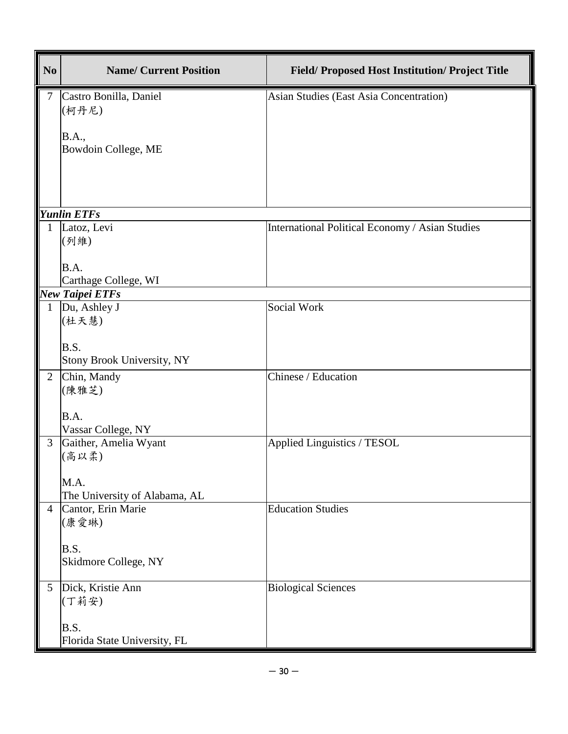| No | Name/ Current Position | Field/ Proposed Host Institution/ Project Title |
|---|---|---|
| 7 | Castro Bonilla, Daniel<br>(柯丹尼)<br><br>B.A.,<br>Bowdoin College, ME | Asian Studies (East Asia Concentration) |
| ***Yunlin ETFs*** | | |
| 1 | Latoz, Levi<br>(列維)<br><br>B.A.<br>Carthage College, WI | International Political Economy / Asian Studies |
| ***New Taipei ETFs*** | | |
| 1 | Du, Ashley J<br>(杜天慧)<br><br>B.S.<br>Stony Brook University, NY | Social Work |
| 2 | Chin, Mandy<br>(陳雅芝)<br><br>B.A.<br>Vassar College, NY | Chinese / Education |
| 3 | Gaither, Amelia Wyant<br>(高以柔)<br><br>M.A.<br>The University of Alabama, AL | Applied Linguistics / TESOL |
| 4 | Cantor, Erin Marie<br>(康愛琳)<br><br>B.S.<br>Skidmore College, NY | Education Studies |
| 5 | Dick, Kristie Ann<br>(丁莉安)<br><br>B.S.<br>Florida State University, FL | Biological Sciences |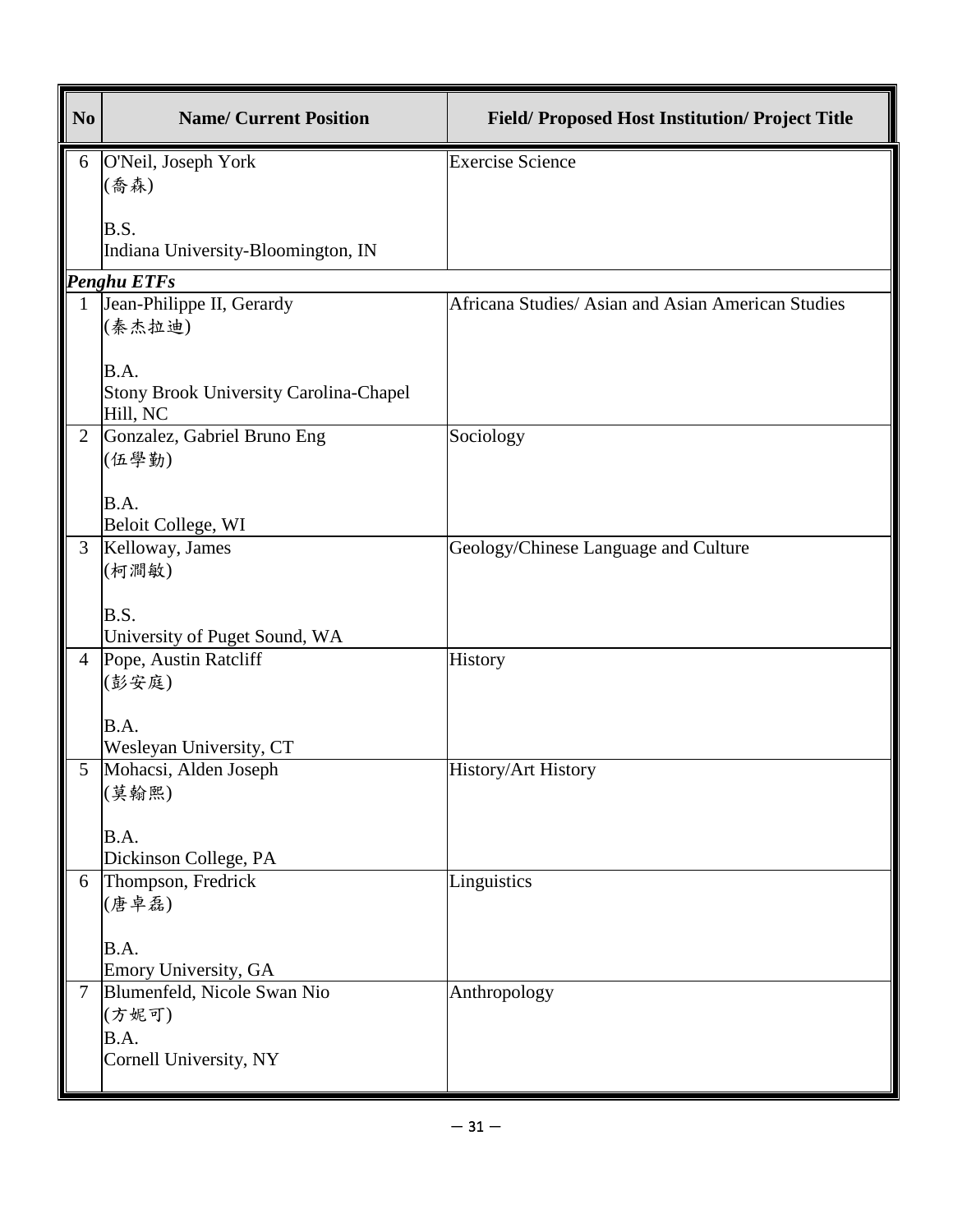| No | Name/ Current Position | Field/ Proposed Host Institution/ Project Title |
|---|---|---|
| 6 | O'Neil, Joseph York<br>(喬森)<br><br>B.S.<br>Indiana University-Bloomington, IN | Exercise Science |
| ***Penghu ETFs*** | | |
| 1 | Jean-Philippe II, Gerardy<br>(秦杰拉迪)<br><br>B.A.<br>Stony Brook University Carolina-Chapel Hill, NC | Africana Studies/ Asian and Asian American Studies |
| 2 | Gonzalez, Gabriel Bruno Eng<br>(伍學勤)<br><br>B.A.<br>Beloit College, WI | Sociology |
| 3 | Kelloway, James<br>(柯澗敏)<br><br>B.S.<br>University of Puget Sound, WA | Geology/Chinese Language and Culture |
| 4 | Pope, Austin Ratcliff<br>(彭安庭)<br><br>B.A.<br>Wesleyan University, CT | History |
| 5 | Mohacsi, Alden Joseph<br>(莫翰熙)<br><br>B.A.<br>Dickinson College, PA | History/Art History |
| 6 | Thompson, Fredrick<br>(唐卓磊)<br><br>B.A.<br>Emory University, GA | Linguistics |
| 7 | Blumenfeld, Nicole Swan Nio<br>(方妮可)<br>B.A.<br>Cornell University, NY | Anthropology |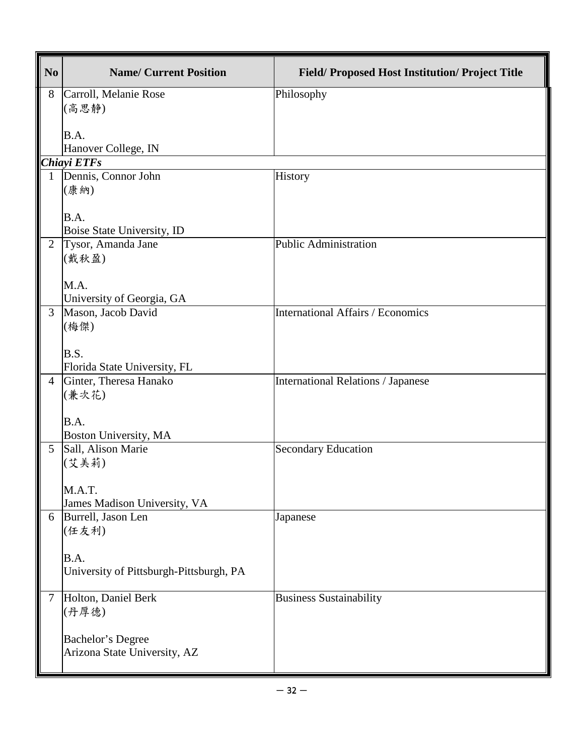| No | Name/ Current Position | Field/ Proposed Host Institution/ Project Title |
|---|---|---|
| 8 | Carroll, Melanie Rose<br>(高思靜)<br><br>B.A.<br>Hanover College, IN | Philosophy |
| ***Chiayi ETFs*** | | |
| 1 | Dennis, Connor John<br>(康納)<br><br>B.A.<br>Boise State University, ID | History |
| 2 | Tysor, Amanda Jane<br>(戴秋盈)<br><br>M.A.<br>University of Georgia, GA | Public Administration |
| 3 | Mason, Jacob David<br>(梅傑)<br><br>B.S.<br>Florida State University, FL | International Affairs / Economics |
| 4 | Ginter, Theresa Hanako<br>(兼次花)<br><br>B.A.<br>Boston University, MA | International Relations / Japanese |
| 5 | Sall, Alison Marie<br>(艾美莉)<br><br>M.A.T.<br>James Madison University, VA | Secondary Education |
| 6 | Burrell, Jason Len<br>(任友利)<br><br>B.A.<br>University of Pittsburgh-Pittsburgh, PA | Japanese |
| 7 | Holton, Daniel Berk<br>(丹厚德)<br><br>Bachelor's Degree<br>Arizona State University, AZ | Business Sustainability |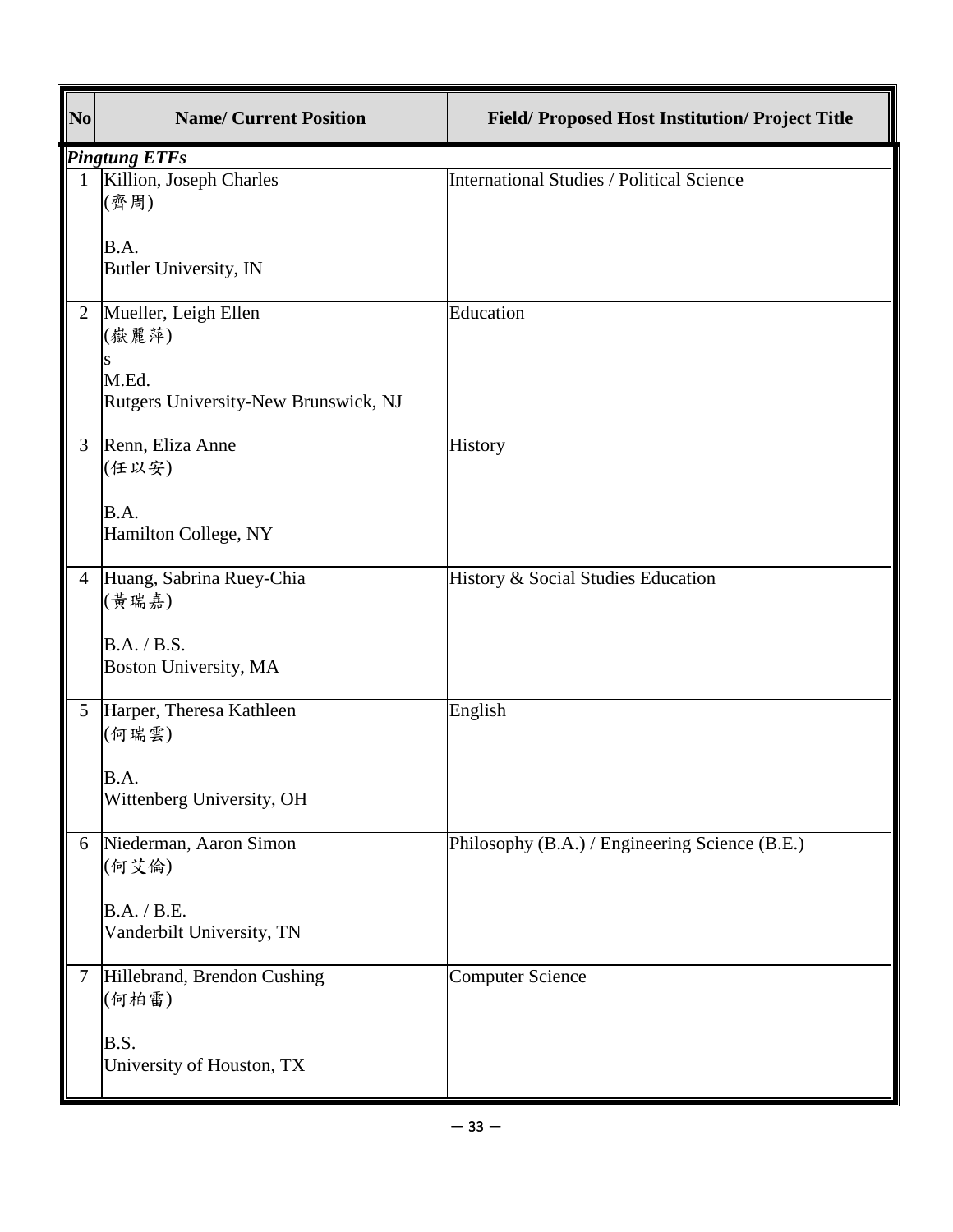| No | Name/ Current Position | Field/ Proposed Host Institution/ Project Title |
|---|---|---|
| ***Pingtung ETFs*** | | |
| 1 | Killion, Joseph Charles<br>(齊周)<br><br>B.A.<br>Butler University, IN | International Studies / Political Science |
| 2 | Mueller, Leigh Ellen<br>(嶽麗萍)<br>s<br>M.Ed.<br>Rutgers University-New Brunswick, NJ | Education |
| 3 | Renn, Eliza Anne<br>(任以安)<br><br>B.A.<br>Hamilton College, NY | History |
| 4 | Huang, Sabrina Ruey-Chia<br>(黃瑞嘉)<br><br>B.A. / B.S.<br>Boston University, MA | History & Social Studies Education |
| 5 | Harper, Theresa Kathleen<br>(何瑞雲)<br><br>B.A.<br>Wittenberg University, OH | English |
| 6 | Niederman, Aaron Simon<br>(何艾倫)<br><br>B.A. / B.E.<br>Vanderbilt University, TN | Philosophy (B.A.) / Engineering Science (B.E.) |
| 7 | Hillebrand, Brendon Cushing<br>(何柏雷)<br><br>B.S.<br>University of Houston, TX | Computer Science |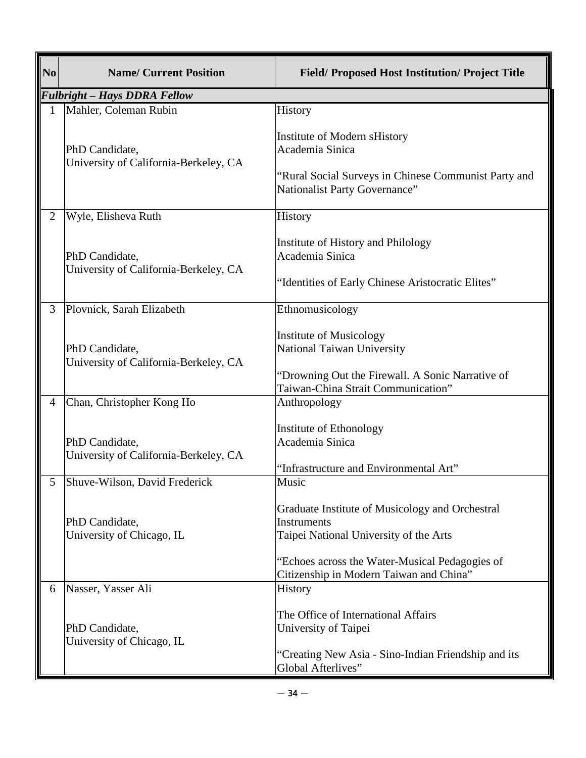| No | Name/ Current Position | Field/ Proposed Host Institution/ Project Title |
|---|---|---|
| ***Fulbright – Hays DDRA Fellow*** | | |
| 1 | Mahler, Coleman Rubin<br><br>PhD Candidate,<br>University of California-Berkeley, CA | History<br><br>Institute of Modern sHistory<br>Academia Sinica<br><br>"Rural Social Surveys in Chinese Communist Party and Nationalist Party Governance" |
| 2 | Wyle, Elisheva Ruth<br><br>PhD Candidate,<br>University of California-Berkeley, CA | History<br><br>Institute of History and Philology<br>Academia Sinica<br><br>"Identities of Early Chinese Aristocratic Elites" |
| 3 | Plovnick, Sarah Elizabeth<br><br>PhD Candidate,<br>University of California-Berkeley, CA | Ethnomusicology<br><br>Institute of Musicology<br>National Taiwan University<br><br>"Drowning Out the Firewall. A Sonic Narrative of Taiwan-China Strait Communication" |
| 4 | Chan, Christopher Kong Ho<br><br>PhD Candidate,<br>University of California-Berkeley, CA | Anthropology<br><br>Institute of Ethonology<br>Academia Sinica<br><br>"Infrastructure and Environmental Art" |
| 5 | Shuve-Wilson, David Frederick<br><br>PhD Candidate,<br>University of Chicago, IL | Music<br><br>Graduate Institute of Musicology and Orchestral Instruments<br>Taipei National University of the Arts<br><br>"Echoes across the Water-Musical Pedagogies of Citizenship in Modern Taiwan and China" |
| 6 | Nasser, Yasser Ali<br><br>PhD Candidate,<br>University of Chicago, IL | History<br><br>The Office of International Affairs<br>University of Taipei<br><br>"Creating New Asia - Sino-Indian Friendship and its Global Afterlives" |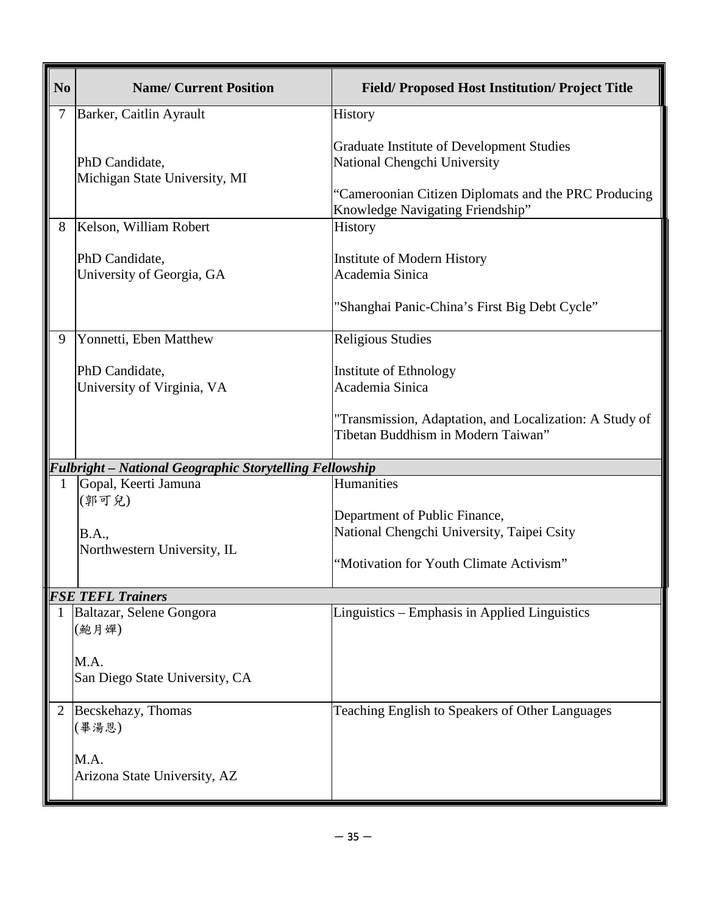| No | Name/ Current Position | Field/ Proposed Host Institution/ Project Title |
|---|---|---|
| 7 | Barker, Caitlin Ayrault<br><br>PhD Candidate,<br>Michigan State University, MI | History<br><br>Graduate Institute of Development Studies<br>National Chengchi University<br><br>“Cameroonian Citizen Diplomats and the PRC Producing Knowledge Navigating Friendship” |
| 8 | Kelson, William Robert<br><br>PhD Candidate,<br>University of Georgia, GA | History<br><br>Institute of Modern History<br>Academia Sinica<br><br>"Shanghai Panic-China’s First Big Debt Cycle” |
| 9 | Yonnetti, Eben Matthew<br><br>PhD Candidate,<br>University of Virginia, VA | Religious Studies<br><br>Institute of Ethnology<br>Academia Sinica<br><br>"Transmission, Adaptation, and Localization: A Study of Tibetan Buddhism in Modern Taiwan” |
| ***Fulbright – National Geographic Storytelling Fellowship*** | | |
| 1 | Gopal, Keerti Jamuna<br>(郭可兒)<br><br>B.A.,<br>Northwestern University, IL | Humanities<br><br>Department of Public Finance,<br>National Chengchi University, Taipei Csity<br><br>“Motivation for Youth Climate Activism” |
| ***FSE TEFL Trainers*** | | |
| 1 | Baltazar, Selene Gongora<br>(鮑月嬋)<br><br>M.A.<br>San Diego State University, CA | Linguistics – Emphasis in Applied Linguistics |
| 2 | Becskehazy, Thomas<br>(畢湯恩)<br><br>M.A.<br>Arizona State University, AZ | Teaching English to Speakers of Other Languages |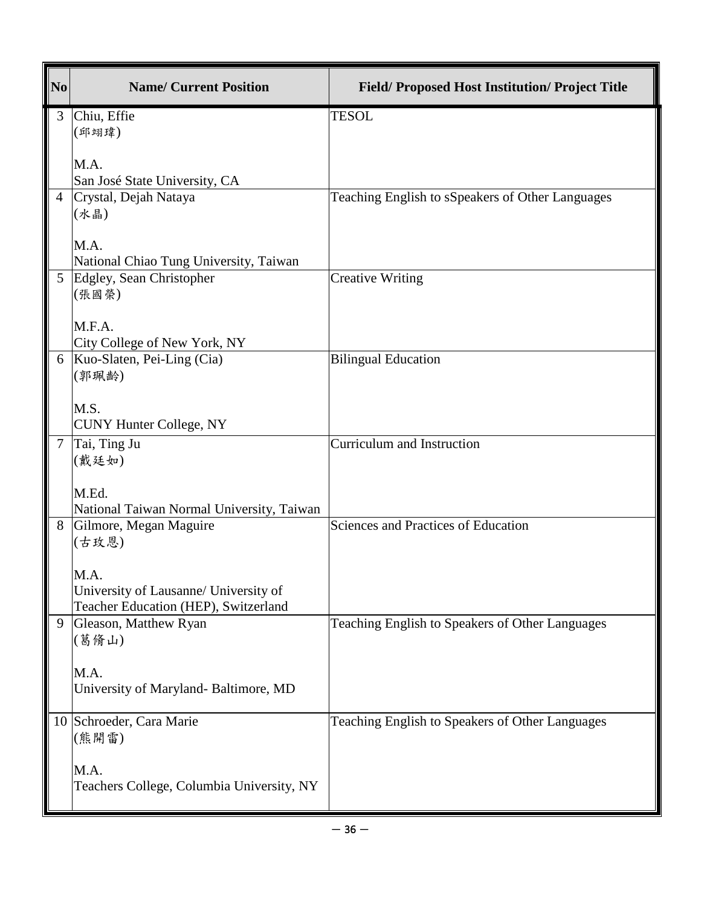| No | Name/ Current Position | Field/ Proposed Host Institution/ Project Title |
|---|---|---|
| 3 | Chiu, Effie<br>(邱翊瑋)<br><br>M.A.<br>San José State University, CA | TESOL |
| 4 | Crystal, Dejah Nataya<br>(水晶)<br><br>M.A.<br>National Chiao Tung University, Taiwan | Teaching English to sSpeakers of Other Languages |
| 5 | Edgley, Sean Christopher<br>(張國榮)<br><br>M.F.A.<br>City College of New York, NY | Creative Writing |
| 6 | Kuo-Slaten, Pei-Ling (Cia)<br>(郭珮齡)<br><br>M.S.<br>CUNY Hunter College, NY | Bilingual Education |
| 7 | Tai, Ting Ju<br>(戴廷如)<br><br>M.Ed.<br>National Taiwan Normal University, Taiwan | Curriculum and Instruction |
| 8 | Gilmore, Megan Maguire<br>(古玫恩)<br><br>M.A.<br>University of Lausanne/ University of Teacher Education (HEP), Switzerland | Sciences and Practices of Education |
| 9 | Gleason, Matthew Ryan<br>(葛脩山)<br><br>M.A.<br>University of Maryland- Baltimore, MD | Teaching English to Speakers of Other Languages |
| 10 | Schroeder, Cara Marie<br>(熊開雷)<br><br>M.A.<br>Teachers College, Columbia University, NY | Teaching English to Speakers of Other Languages |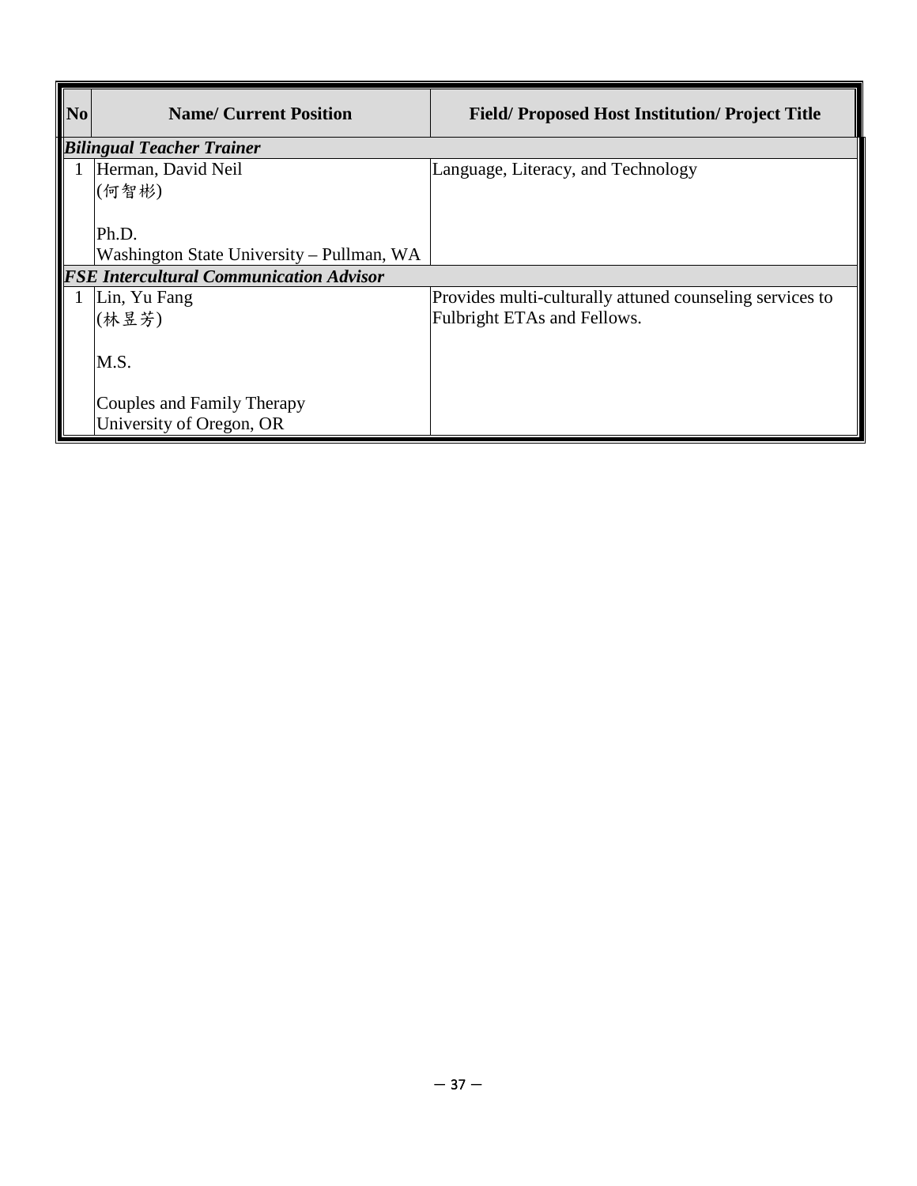| No | Name/ Current Position | Field/ Proposed Host Institution/ Project Title |
| --- | --- | --- |
| ***Bilingual Teacher Trainer*** | | |
| 1 | Herman, David Neil<br>(何智彬)<br><br>Ph.D.<br>Washington State University – Pullman, WA | Language, Literacy, and Technology |
| ***FSE Intercultural Communication Advisor*** | | |
| 1 | Lin, Yu Fang<br>(林昱芳)<br><br>M.S.<br><br>Couples and Family Therapy<br>University of Oregon, OR | Provides multi-culturally attuned counseling services to Fulbright ETAs and Fellows. |